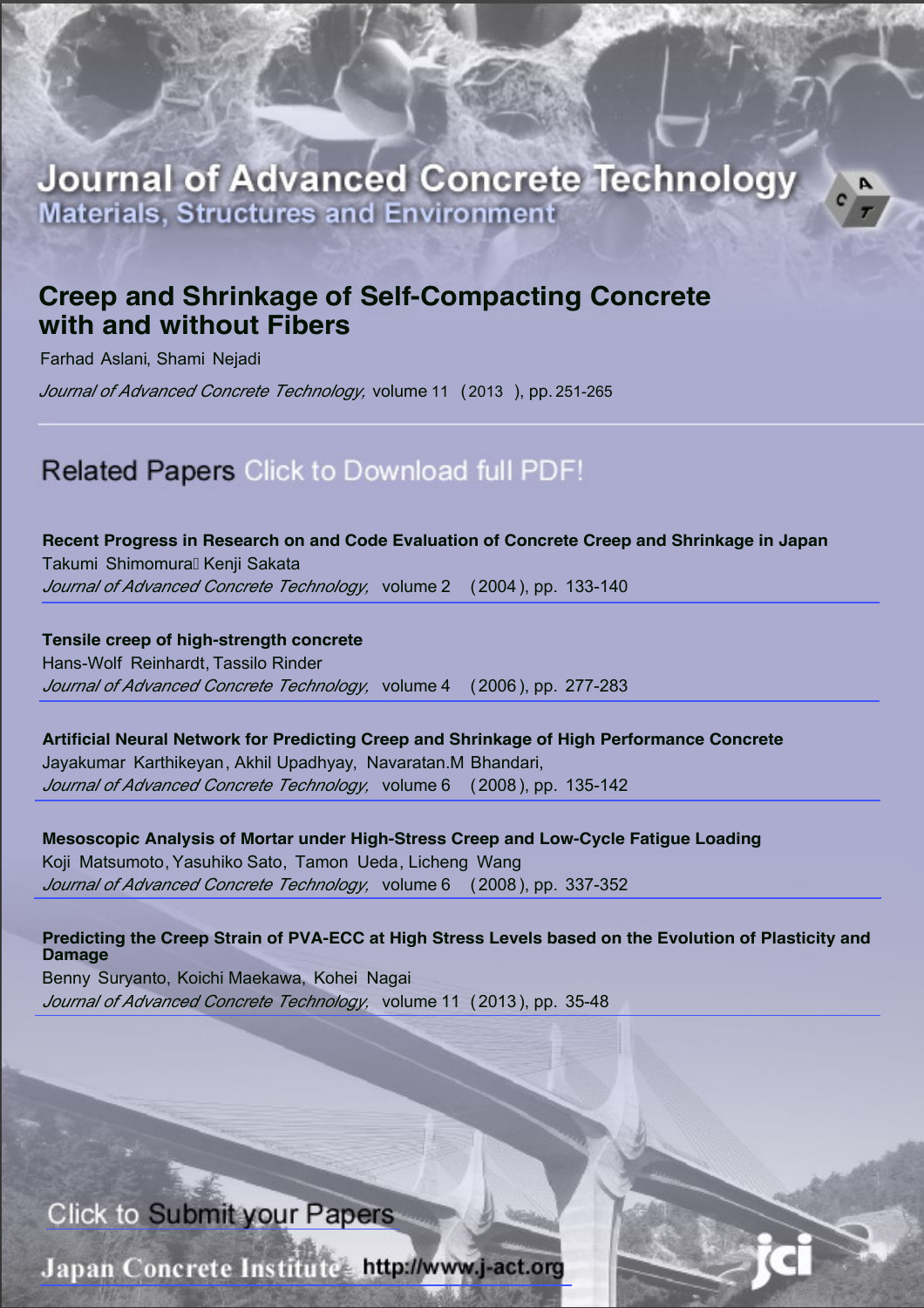# Journal of Advanced Concrete Technology

## Materials, Structures and Environment

# Creep and Shrinkage of Self-Compacting Concrete with and without Fibers

Farhad Aslani, Shami Nejadi

*Journal of Advanced Concrete Technology,* volume 11 (2013 ), pp. 251-265

## Related Papers Click to Download full PDF!

**Recent Progress in Research on and Code Evaluation of Concrete Creep and Shrinkage in Japan**
Takumi Shimomura, Kenji Sakata
*Journal of Advanced Concrete Technology,* volume 2 (2004 ), pp. 133-140

**Tensile creep of high-strength concrete**
Hans-Wolf Reinhardt, Tassilo Rinder
*Journal of Advanced Concrete Technology,* volume 4 (2006 ), pp. 277-283

**Artificial Neural Network for Predicting Creep and Shrinkage of High Performance Concrete**
Jayakumar Karthikeyan, Akhil Upadhyay, Navaratan.M Bhandari,
*Journal of Advanced Concrete Technology,* volume 6 (2008 ), pp. 135-142

**Mesoscopic Analysis of Mortar under High-Stress Creep and Low-Cycle Fatigue Loading**
Koji Matsumoto, Yasuhiko Sato, Tamon Ueda, Licheng Wang
*Journal of Advanced Concrete Technology,* volume 6 (2008 ), pp. 337-352

**Predicting the Creep Strain of PVA-ECC at High Stress Levels based on the Evolution of Plasticity and Damage**
Benny Suryanto, Koichi Maekawa, Kohei Nagai
*Journal of Advanced Concrete Technology,* volume 11 (2013 ), pp. 35-48

Click to Submit your Papers

Japan Concrete Institute http://www.j-act.org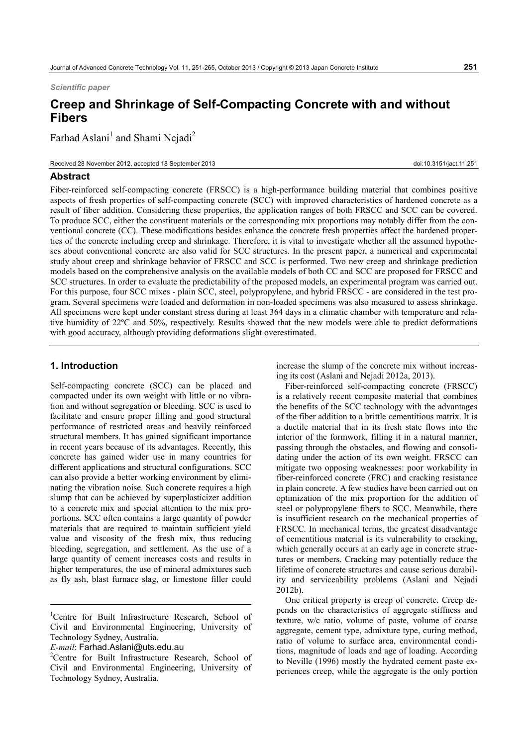*Scientific paper*

# Creep and Shrinkage of Self-Compacting Concrete with and without Fibers

Farhad Aslani[1] and Shami Nejadi[2]

Received 28 November 2012, accepted 18 September 2013 doi:10.3151/jact.11.251

## Abstract

Fiber-reinforced self-compacting concrete (FRSCC) is a high-performance building material that combines positive aspects of fresh properties of self-compacting concrete (SCC) with improved characteristics of hardened concrete as a result of fiber addition. Considering these properties, the application ranges of both FRSCC and SCC can be covered. To produce SCC, either the constituent materials or the corresponding mix proportions may notably differ from the conventional concrete (CC). These modifications besides enhance the concrete fresh properties affect the hardened properties of the concrete including creep and shrinkage. Therefore, it is vital to investigate whether all the assumed hypotheses about conventional concrete are also valid for SCC structures. In the present paper, a numerical and experimental study about creep and shrinkage behavior of FRSCC and SCC is performed. Two new creep and shrinkage prediction models based on the comprehensive analysis on the available models of both CC and SCC are proposed for FRSCC and SCC structures. In order to evaluate the predictability of the proposed models, an experimental program was carried out. For this purpose, four SCC mixes - plain SCC, steel, polypropylene, and hybrid FRSCC - are considered in the test program. Several specimens were loaded and deformation in non-loaded specimens was also measured to assess shrinkage. All specimens were kept under constant stress during at least 364 days in a climatic chamber with temperature and relative humidity of 22ºC and 50%, respectively. Results showed that the new models were able to predict deformations with good accuracy, although providing deformations slight overestimated.

## 1. Introduction

Self-compacting concrete (SCC) can be placed and compacted under its own weight with little or no vibration and without segregation or bleeding. SCC is used to facilitate and ensure proper filling and good structural performance of restricted areas and heavily reinforced structural members. It has gained significant importance in recent years because of its advantages. Recently, this concrete has gained wider use in many countries for different applications and structural configurations. SCC can also provide a better working environment by eliminating the vibration noise. Such concrete requires a high slump that can be achieved by superplasticizer addition to a concrete mix and special attention to the mix proportions. SCC often contains a large quantity of powder materials that are required to maintain sufficient yield value and viscosity of the fresh mix, thus reducing bleeding, segregation, and settlement. As the use of a large quantity of cement increases costs and results in higher temperatures, the use of mineral admixtures such as fly ash, blast furnace slag, or limestone filler could increase the slump of the concrete mix without increasing its cost (Aslani and Nejadi 2012a, 2013).

Fiber-reinforced self-compacting concrete (FRSCC) is a relatively recent composite material that combines the benefits of the SCC technology with the advantages of the fiber addition to a brittle cementitious matrix. It is a ductile material that in its fresh state flows into the interior of the formwork, filling it in a natural manner, passing through the obstacles, and flowing and consolidating under the action of its own weight. FRSCC can mitigate two opposing weaknesses: poor workability in fiber-reinforced concrete (FRC) and cracking resistance in plain concrete. A few studies have been carried out on optimization of the mix proportion for the addition of steel or polypropylene fibers to SCC. Meanwhile, there is insufficient research on the mechanical properties of FRSCC. In mechanical terms, the greatest disadvantage of cementitious material is its vulnerability to cracking, which generally occurs at an early age in concrete structures or members. Cracking may potentially reduce the lifetime of concrete structures and cause serious durability and serviceability problems (Aslani and Nejadi 2012b).

One critical property is creep of concrete. Creep depends on the characteristics of aggregate stiffness and texture, w/c ratio, volume of paste, volume of coarse aggregate, cement type, admixture type, curing method, ratio of volume to surface area, environmental conditions, magnitude of loads and age of loading. According to Neville (1996) mostly the hydrated cement paste experiences creep, while the aggregate is the only portion

---

[1]Centre for Built Infrastructure Research, School of Civil and Environmental Engineering, University of Technology Sydney, Australia.
*E-mail*: Farhad.Aslani@uts.edu.au

[2]Centre for Built Infrastructure Research, School of Civil and Environmental Engineering, University of Technology Sydney, Australia.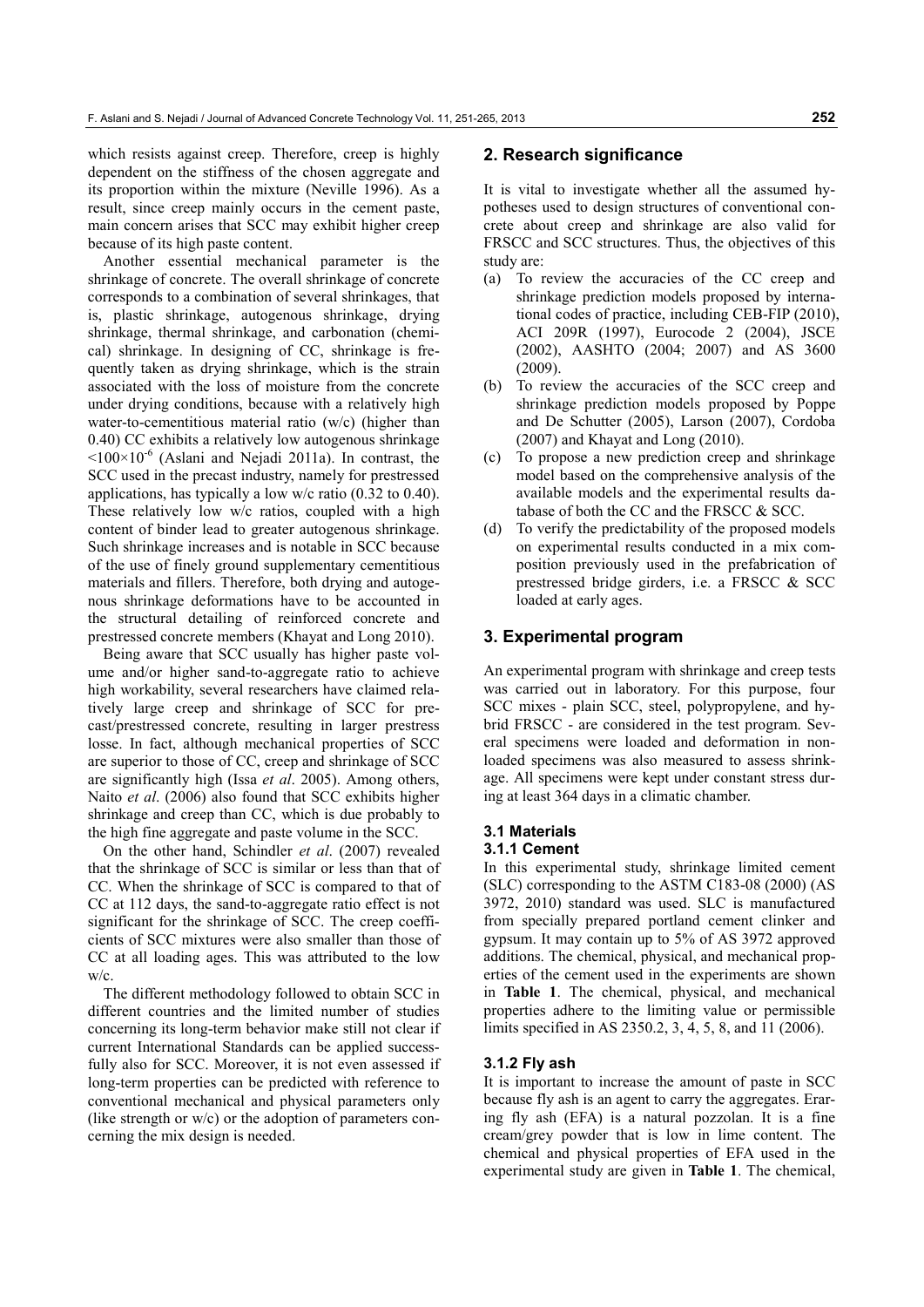which resists against creep. Therefore, creep is highly dependent on the stiffness of the chosen aggregate and its proportion within the mixture (Neville 1996). As a result, since creep mainly occurs in the cement paste, main concern arises that SCC may exhibit higher creep because of its high paste content.

Another essential mechanical parameter is the shrinkage of concrete. The overall shrinkage of concrete corresponds to a combination of several shrinkages, that is, plastic shrinkage, autogenous shrinkage, drying shrinkage, thermal shrinkage, and carbonation (chemical) shrinkage. In designing of CC, shrinkage is frequently taken as drying shrinkage, which is the strain associated with the loss of moisture from the concrete under drying conditions, because with a relatively high water-to-cementitious material ratio (w/c) (higher than 0.40) CC exhibits a relatively low autogenous shrinkage $<100\times10^{-6}$ (Aslani and Nejadi 2011a). In contrast, the SCC used in the precast industry, namely for prestressed applications, has typically a low w/c ratio (0.32 to 0.40). These relatively low w/c ratios, coupled with a high content of binder lead to greater autogenous shrinkage. Such shrinkage increases and is notable in SCC because of the use of finely ground supplementary cementitious materials and fillers. Therefore, both drying and autogenous shrinkage deformations have to be accounted in the structural detailing of reinforced concrete and prestressed concrete members (Khayat and Long 2010).

Being aware that SCC usually has higher paste volume and/or higher sand-to-aggregate ratio to achieve high workability, several researchers have claimed relatively large creep and shrinkage of SCC for precast/prestressed concrete, resulting in larger prestress losse. In fact, although mechanical properties of SCC are superior to those of CC, creep and shrinkage of SCC are significantly high (Issa *et al*. 2005). Among others, Naito *et al*. (2006) also found that SCC exhibits higher shrinkage and creep than CC, which is due probably to the high fine aggregate and paste volume in the SCC.

On the other hand, Schindler *et al*. (2007) revealed that the shrinkage of SCC is similar or less than that of CC. When the shrinkage of SCC is compared to that of CC at 112 days, the sand-to-aggregate ratio effect is not significant for the shrinkage of SCC. The creep coefficients of SCC mixtures were also smaller than those of CC at all loading ages. This was attributed to the low w/c.

The different methodology followed to obtain SCC in different countries and the limited number of studies concerning its long-term behavior make still not clear if current International Standards can be applied successfully also for SCC. Moreover, it is not even assessed if long-term properties can be predicted with reference to conventional mechanical and physical parameters only (like strength or w/c) or the adoption of parameters concerning the mix design is needed.

## 2. Research significance

It is vital to investigate whether all the assumed hypotheses used to design structures of conventional concrete about creep and shrinkage are also valid for FRSCC and SCC structures. Thus, the objectives of this study are:

(a) To review the accuracies of the CC creep and shrinkage prediction models proposed by international codes of practice, including CEB-FIP (2010), ACI 209R (1997), Eurocode 2 (2004), JSCE (2002), AASHTO (2004; 2007) and AS 3600 (2009).

(b) To review the accuracies of the SCC creep and shrinkage prediction models proposed by Poppe and De Schutter (2005), Larson (2007), Cordoba (2007) and Khayat and Long (2010).

(c) To propose a new prediction creep and shrinkage model based on the comprehensive analysis of the available models and the experimental results database of both the CC and the FRSCC & SCC.

(d) To verify the predictability of the proposed models on experimental results conducted in a mix composition previously used in the prefabrication of prestressed bridge girders, i.e. a FRSCC & SCC loaded at early ages.

## 3. Experimental program

An experimental program with shrinkage and creep tests was carried out in laboratory. For this purpose, four SCC mixes - plain SCC, steel, polypropylene, and hybrid FRSCC - are considered in the test program. Several specimens were loaded and deformation in non-loaded specimens was also measured to assess shrinkage. All specimens were kept under constant stress during at least 364 days in a climatic chamber.

### 3.1 Materials

#### 3.1.1 Cement

In this experimental study, shrinkage limited cement (SLC) corresponding to the ASTM C183-08 (2000) (AS 3972, 2010) standard was used. SLC is manufactured from specially prepared portland cement clinker and gypsum. It may contain up to 5% of AS 3972 approved additions. The chemical, physical, and mechanical properties of the cement used in the experiments are shown in **Table 1**. The chemical, physical, and mechanical properties adhere to the limiting value or permissible limits specified in AS 2350.2, 3, 4, 5, 8, and 11 (2006).

#### 3.1.2 Fly ash

It is important to increase the amount of paste in SCC because fly ash is an agent to carry the aggregates. Eraring fly ash (EFA) is a natural pozzolan. It is a fine cream/grey powder that is low in lime content. The chemical and physical properties of EFA used in the experimental study are given in **Table 1**. The chemical,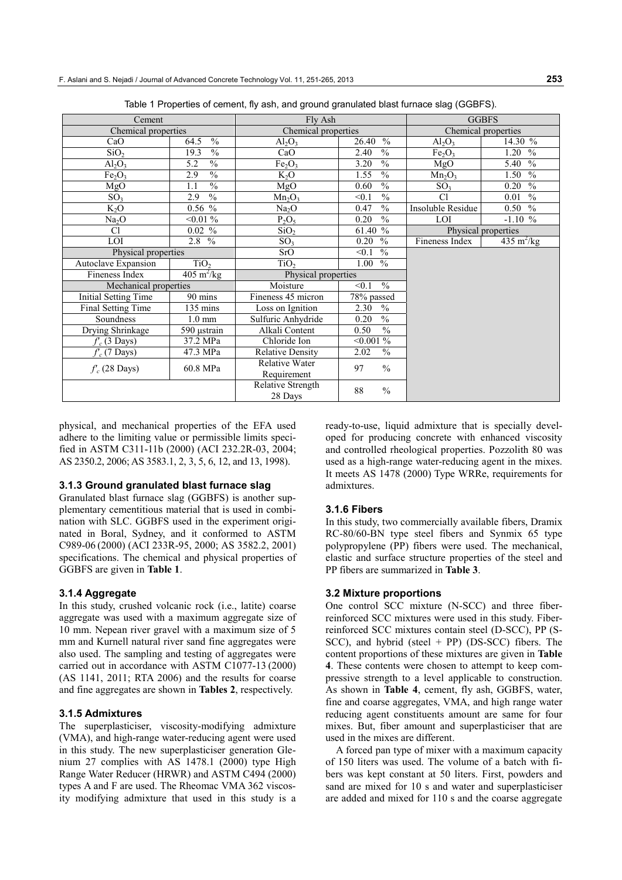Table 1 Properties of cement, fly ash, and ground granulated blast furnace slag (GGBFS).

| Cement | | Fly Ash | | GGBFS | |
|---|---|---|---|---|---|
| Chemical properties | | Chemical properties | | Chemical properties | |
| CaO | 64.5 % | $Al_2O_3$ | 26.40 % | $Al_2O_3$ | 14.30 % |
| $SiO_2$ | 19.3 % | CaO | 2.40 % | $Fe_2O_3$ | 1.20 % |
| $Al_2O_3$ | 5.2 % | $Fe_2O_3$ | 3.20 % | MgO | 5.40 % |
| $Fe_2O_3$ | 2.9 % | $K_2O$ | 1.55 % | $Mn_2O_3$ | 1.50 % |
| MgO | 1.1 % | MgO | 0.60 % | $SO_3$ | 0.20 % |
| $SO_3$ | 2.9 % | $Mn_2O_3$ | <0.1 % | Cl | 0.01 % |
| $K_2O$ | 0.56 % | $Na_2O$ | 0.47 % | Insoluble Residue | 0.50 % |
| $Na_2O$ | <0.01 % | $P_2O_5$ | 0.20 % | LOI | -1.10 % |
| Cl | 0.02 % | $SiO_2$ | 61.40 % | Physical properties | |
| LOI | 2.8 % | $SO_3$ | 0.20 % | Fineness Index | 435 $m^2$/kg |
| Physical properties | | SrO | <0.1 % | | |
| Autoclave Expansion | $TiO_2$ | $TiO_2$ | 1.00 % | | |
| Fineness Index | 405 $m^2$/kg | Physical properties | | | |
| Mechanical properties | | Moisture | <0.1 % | | |
| Initial Setting Time | 90 mins | Fineness 45 micron | 78% passed | | |
| Final Setting Time | 135 mins | Loss on Ignition | 2.30 % | | |
| Soundness | 1.0 mm | Sulfuric Anhydride | 0.20 % | | |
| Drying Shrinkage | 590 μstrain | Alkali Content | 0.50 % | | |
| $f'_c$ (3 Days) | 37.2 MPa | Chloride Ion | <0.001 % | | |
| $f'_c$ (7 Days) | 47.3 MPa | Relative Density | 2.02 % | | |
| $f'_c$ (28 Days) | 60.8 MPa | Relative Water Requirement | 97 % | | |
| | | Relative Strength 28 Days | 88 % | | |

physical, and mechanical properties of the EFA used adhere to the limiting value or permissible limits specified in ASTM C311-11b (2000) (ACI 232.2R-03, 2004; AS 2350.2, 2006; AS 3583.1, 2, 3, 5, 6, 12, and 13, 1998).

### 3.1.3 Ground granulated blast furnace slag

Granulated blast furnace slag (GGBFS) is another supplementary cementitious material that is used in combination with SLC. GGBFS used in the experiment originated in Boral, Sydney, and it conformed to ASTM C989-06 (2000) (ACI 233R-95, 2000; AS 3582.2, 2001) specifications. The chemical and physical properties of GGBFS are given in **Table 1**.

### 3.1.4 Aggregate

In this study, crushed volcanic rock (i.e., latite) coarse aggregate was used with a maximum aggregate size of 10 mm. Nepean river gravel with a maximum size of 5 mm and Kurnell natural river sand fine aggregates were also used. The sampling and testing of aggregates were carried out in accordance with ASTM C1077-13 (2000) (AS 1141, 2011; RTA 2006) and the results for coarse and fine aggregates are shown in **Tables 2**, respectively.

### 3.1.5 Admixtures

The superplasticiser, viscosity-modifying admixture (VMA), and high-range water-reducing agent were used in this study. The new superplasticiser generation Glenium 27 complies with AS 1478.1 (2000) type High Range Water Reducer (HRWR) and ASTM C494 (2000) types A and F are used. The Rheomac VMA 362 viscosity modifying admixture that used in this study is a ready-to-use, liquid admixture that is specially developed for producing concrete with enhanced viscosity and controlled rheological properties. Pozzolith 80 was used as a high-range water-reducing agent in the mixes. It meets AS 1478 (2000) Type WRRe, requirements for admixtures.

### 3.1.6 Fibers

In this study, two commercially available fibers, Dramix RC-80/60-BN type steel fibers and Synmix 65 type polypropylene (PP) fibers were used. The mechanical, elastic and surface structure properties of the steel and PP fibers are summarized in **Table 3**.

## 3.2 Mixture proportions

One control SCC mixture (N-SCC) and three fiber-reinforced SCC mixtures were used in this study. Fiber-reinforced SCC mixtures contain steel (D-SCC), PP (S-SCC), and hybrid (steel + PP) (DS-SCC) fibers. The content proportions of these mixtures are given in **Table 4**. These contents were chosen to attempt to keep compressive strength to a level applicable to construction. As shown in **Table 4**, cement, fly ash, GGBFS, water, fine and coarse aggregates, VMA, and high range water reducing agent constituents amount are same for four mixes. But, fiber amount and superplasticiser that are used in the mixes are different.

A forced pan type of mixer with a maximum capacity of 150 liters was used. The volume of a batch with fibers was kept constant at 50 liters. First, powders and sand are mixed for 10 s and water and superplasticiser are added and mixed for 110 s and the coarse aggregate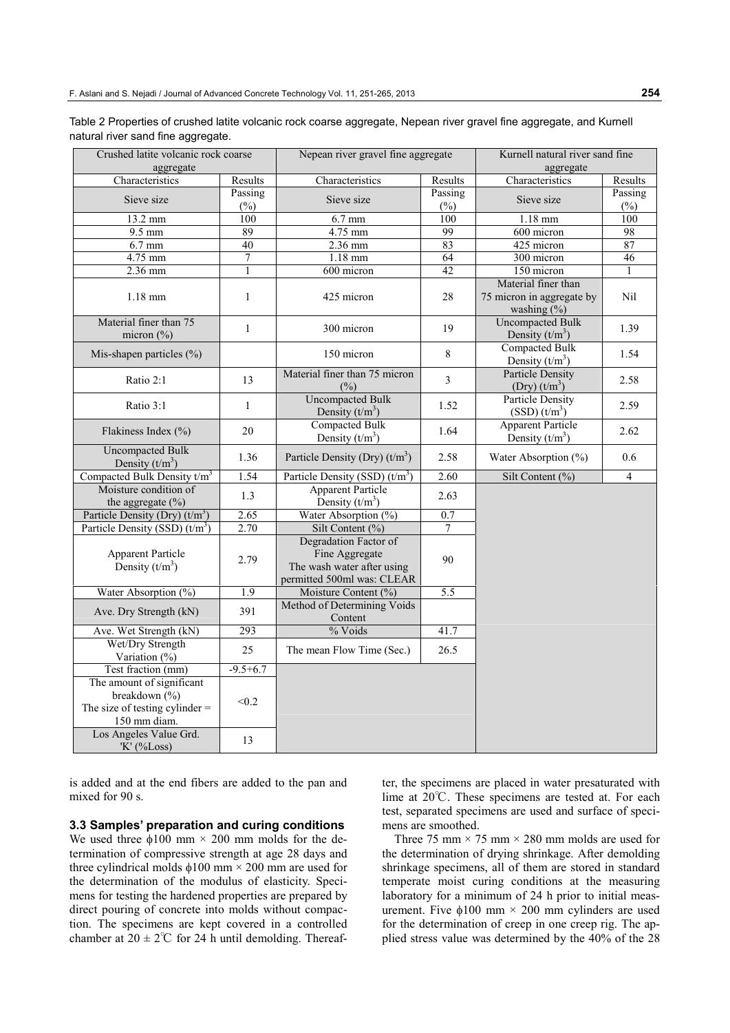Table 2 Properties of crushed latite volcanic rock coarse aggregate, Nepean river gravel fine aggregate, and Kurnell natural river sand fine aggregate.

| Crushed latite volcanic rock coarse aggregate | | Nepean river gravel fine aggregate | | Kurnell natural river sand fine aggregate | |
|---|---|---|---|---|---|
| Characteristics | Results | Characteristics | Results | Characteristics | Results |
| Sieve size | Passing (%) | Sieve size | Passing (%) | Sieve size | Passing (%) |
| 13.2 mm | 100 | 6.7 mm | 100 | 1.18 mm | 100 |
| 9.5 mm | 89 | 4.75 mm | 99 | 600 micron | 98 |
| 6.7 mm | 40 | 2.36 mm | 83 | 425 micron | 87 |
| 4.75 mm | 7 | 1.18 mm | 64 | 300 micron | 46 |
| 2.36 mm | 1 | 600 micron | 42 | 150 micron | 1 |
| 1.18 mm | 1 | 425 micron | 28 | Material finer than 75 micron in aggregate by washing (%) | Nil |
| Material finer than 75 micron (%) | 1 | 300 micron | 19 | Uncompacted Bulk Density ($t/m^3$) | 1.39 |
| Mis-shapen particles (%) | | 150 micron | 8 | Compacted Bulk Density ($t/m^3$) | 1.54 |
| Ratio 2:1 | 13 | Material finer than 75 micron (%) | 3 | Particle Density (Dry) ($t/m^3$) | 2.58 |
| Ratio 3:1 | 1 | Uncompacted Bulk Density ($t/m^3$) | 1.52 | Particle Density (SSD) ($t/m^3$) | 2.59 |
| Flakiness Index (%) | 20 | Compacted Bulk Density ($t/m^3$) | 1.64 | Apparent Particle Density ($t/m^3$) | 2.62 |
| Uncompacted Bulk Density ($t/m^3$) | 1.36 | Particle Density (Dry) ($t/m^3$) | 2.58 | Water Absorption (%) | 0.6 |
| Compacted Bulk Density $t/m^3$ | 1.54 | Particle Density (SSD) ($t/m^3$) | 2.60 | Silt Content (%) | 4 |
| Moisture condition of the aggregate (%) | 1.3 | Apparent Particle Density ($t/m^3$) | 2.63 | | |
| Particle Density (Dry) ($t/m^3$) | 2.65 | Water Absorption (%) | 0.7 | | |
| Particle Density (SSD) ($t/m^3$) | 2.70 | Silt Content (%) | 7 | | |
| Apparent Particle Density ($t/m^3$) | 2.79 | Degradation Factor of Fine Aggregate The wash water after using permitted 500ml was: CLEAR | 90 | | |
| Water Absorption (%) | 1.9 | Moisture Content (%) | 5.5 | | |
| Ave. Dry Strength (kN) | 391 | Method of Determining Voids Content | | | |
| Ave. Wet Strength (kN) | 293 | % Voids | 41.7 | | |
| Wet/Dry Strength Variation (%) | 25 | The mean Flow Time (Sec.) | 26.5 | | |
| Test fraction (mm) | -9.5+6.7 | | | | |
| The amount of significant breakdown (%) The size of testing cylinder = 150 mm diam. | <0.2 | | | | |
| Los Angeles Value Grd. 'K' (%Loss) | 13 | | | | |

is added and at the end fibers are added to the pan and mixed for 90 s.

### 3.3 Samples' preparation and curing conditions

We used three $\phi$100 mm × 200 mm molds for the determination of compressive strength at age 28 days and three cylindrical molds $\phi$100 mm × 200 mm are used for the determination of the modulus of elasticity. Specimens for testing the hardened properties are prepared by direct pouring of concrete into molds without compaction. The specimens are kept covered in a controlled chamber at 20 ± 2℃ for 24 h until demolding. Thereafter, the specimens are placed in water presaturated with lime at 20℃. These specimens are tested at. For each test, separated specimens are used and surface of specimens are smoothed.

Three 75 mm × 75 mm × 280 mm molds are used for the determination of drying shrinkage. After demolding shrinkage specimens, all of them are stored in standard temperate moist curing conditions at the measuring laboratory for a minimum of 24 h prior to initial measurement. Five $\phi$100 mm × 200 mm cylinders are used for the determination of creep in one creep rig. The applied stress value was determined by the 40% of the 28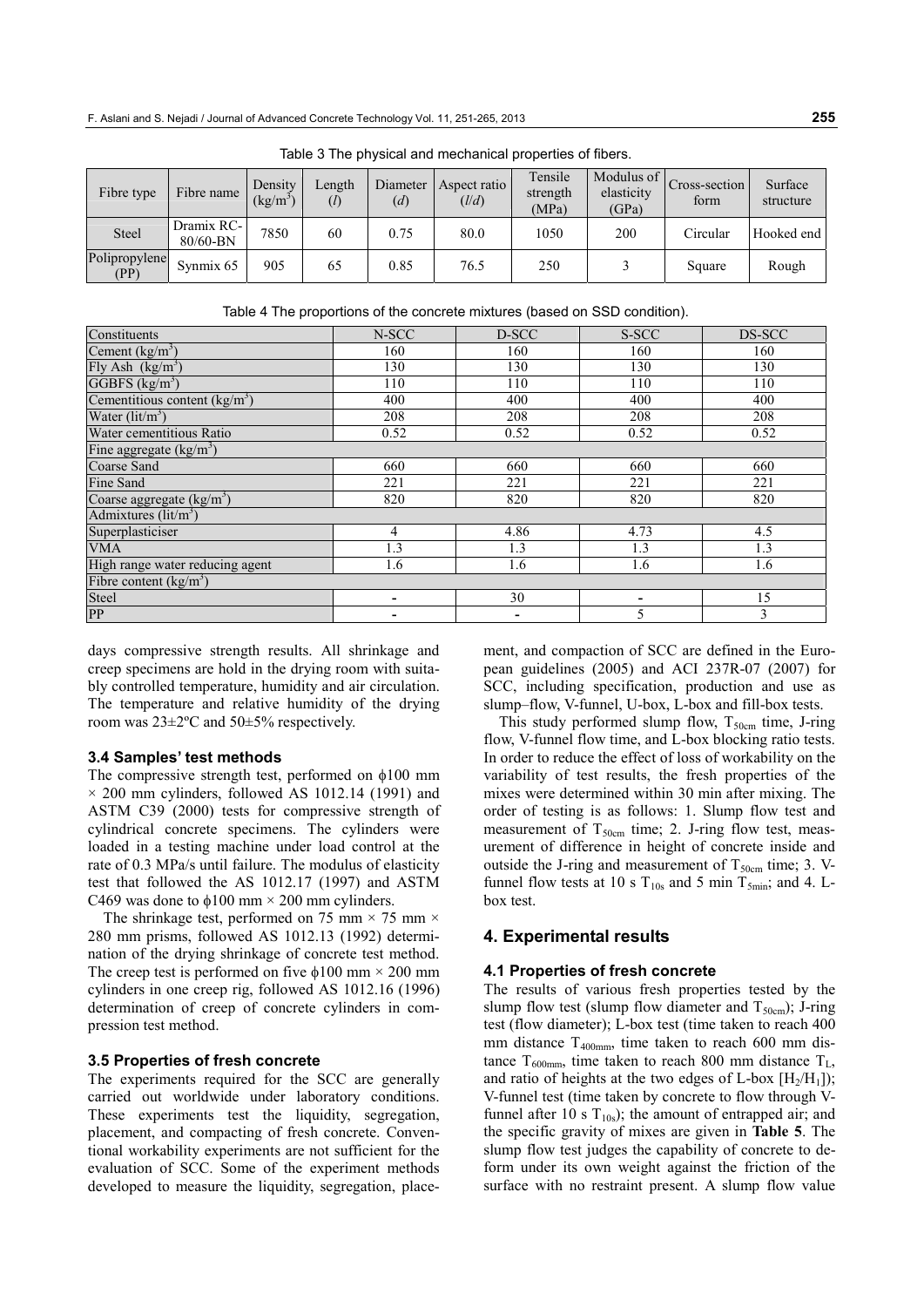Table 3 The physical and mechanical properties of fibers.

| Fibre type | Fibre name | Density (kg/m$^3$) | Length ($l$) | Diameter ($d$) | Aspect ratio ($l/d$) | Tensile strength (MPa) | Modulus of elasticity (GPa) | Cross-section form | Surface structure |
|---|---|---|---|---|---|---|---|---|---|
| Steel | Dramix RC-80/60-BN | 7850 | 60 | 0.75 | 80.0 | 1050 | 200 | Circular | Hooked end |
| Polipropylene (PP) | Synmix 65 | 905 | 65 | 0.85 | 76.5 | 250 | 3 | Square | Rough |

Table 4 The proportions of the concrete mixtures (based on SSD condition).

| Constituents | N-SCC | D-SCC | S-SCC | DS-SCC |
|---|---|---|---|---|
| Cement (kg/m$^3$) | 160 | 160 | 160 | 160 |
| Fly Ash (kg/m$^3$) | 130 | 130 | 130 | 130 |
| GGBFS (kg/m$^3$) | 110 | 110 | 110 | 110 |
| Cementitious content (kg/m$^3$) | 400 | 400 | 400 | 400 |
| Water (lit/m$^3$) | 208 | 208 | 208 | 208 |
| Water cementitious Ratio | 0.52 | 0.52 | 0.52 | 0.52 |
| Fine aggregate (kg/m$^3$) | | | | |
| Coarse Sand | 660 | 660 | 660 | 660 |
| Fine Sand | 221 | 221 | 221 | 221 |
| Coarse aggregate (kg/m$^3$) | 820 | 820 | 820 | 820 |
| Admixtures (lit/m$^3$) | | | | |
| Superplasticiser | 4 | 4.86 | 4.73 | 4.5 |
| VMA | 1.3 | 1.3 | 1.3 | 1.3 |
| High range water reducing agent | 1.6 | 1.6 | 1.6 | 1.6 |
| Fibre content (kg/m$^3$) | | | | |
| Steel | - | 30 | - | 15 |
| PP | - | - | 5 | 3 |

days compressive strength results. All shrinkage and creep specimens are hold in the drying room with suitably controlled temperature, humidity and air circulation. The temperature and relative humidity of the drying room was 23±2ºC and 50±5% respectively.

### 3.4 Samples' test methods

The compressive strength test, performed on ϕ100 mm × 200 mm cylinders, followed AS 1012.14 (1991) and ASTM C39 (2000) tests for compressive strength of cylindrical concrete specimens. The cylinders were loaded in a testing machine under load control at the rate of 0.3 MPa/s until failure. The modulus of elasticity test that followed the AS 1012.17 (1997) and ASTM C469 was done to ϕ100 mm × 200 mm cylinders.

The shrinkage test, performed on 75 mm × 75 mm × 280 mm prisms, followed AS 1012.13 (1992) determination of the drying shrinkage of concrete test method. The creep test is performed on five ϕ100 mm × 200 mm cylinders in one creep rig, followed AS 1012.16 (1996) determination of creep of concrete cylinders in compression test method.

### 3.5 Properties of fresh concrete

The experiments required for the SCC are generally carried out worldwide under laboratory conditions. These experiments test the liquidity, segregation, placement, and compacting of fresh concrete. Conventional workability experiments are not sufficient for the evaluation of SCC. Some of the experiment methods developed to measure the liquidity, segregation, placement, and compaction of SCC are defined in the European guidelines (2005) and ACI 237R-07 (2007) for SCC, including specification, production and use as slump–flow, V-funnel, U-box, L-box and fill-box tests.

This study performed slump flow, $T_{50cm}$ time, J-ring flow, V-funnel flow time, and L-box blocking ratio tests. In order to reduce the effect of loss of workability on the variability of test results, the fresh properties of the mixes were determined within 30 min after mixing. The order of testing is as follows: 1. Slump flow test and measurement of $T_{50cm}$ time; 2. J-ring flow test, measurement of difference in height of concrete inside and outside the J-ring and measurement of $T_{50cm}$ time; 3. V-funnel flow tests at 10 s $T_{10s}$ and 5 min $T_{5min}$; and 4. L-box test.

## 4. Experimental results

### 4.1 Properties of fresh concrete

The results of various fresh properties tested by the slump flow test (slump flow diameter and $T_{50cm}$); J-ring test (flow diameter); L-box test (time taken to reach 400 mm distance $T_{400mm}$, time taken to reach 600 mm distance $T_{600mm}$, time taken to reach 800 mm distance $T_L$, and ratio of heights at the two edges of L-box [$H_2/H_1$]); V-funnel test (time taken by concrete to flow through V-funnel after 10 s $T_{10s}$); the amount of entrapped air; and the specific gravity of mixes are given in **Table 5**. The slump flow test judges the capability of concrete to deform under its own weight against the friction of the surface with no restraint present. A slump flow value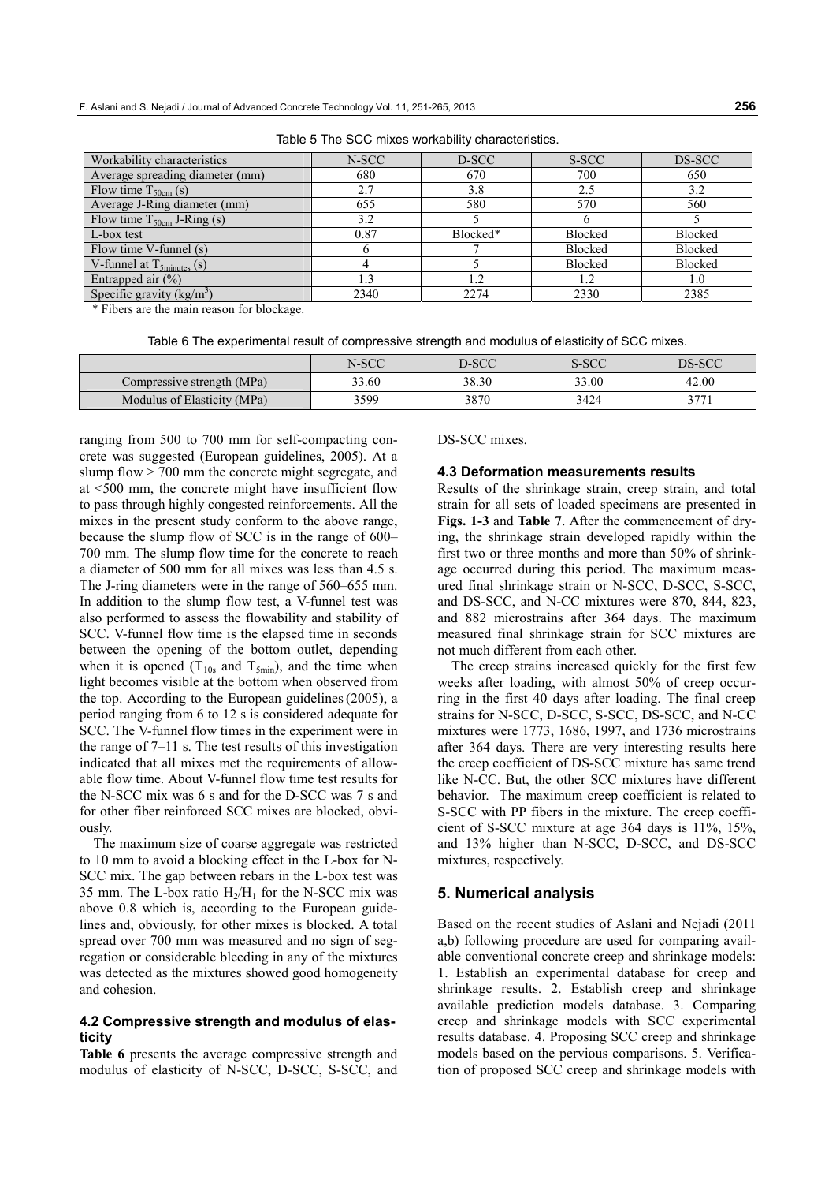Table 5 The SCC mixes workability characteristics.

| Workability characteristics | N-SCC | D-SCC | S-SCC | DS-SCC |
| --- | --- | --- | --- | --- |
| Average spreading diameter (mm) | 680 | 670 | 700 | 650 |
| Flow time $T_{50cm}$ (s) | 2.7 | 3.8 | 2.5 | 3.2 |
| Average J-Ring diameter (mm) | 655 | 580 | 570 | 560 |
| Flow time $T_{50cm}$ J-Ring (s) | 3.2 | 5 | 6 | 5 |
| L-box test | 0.87 | Blocked* | Blocked | Blocked |
| Flow time V-funnel (s) | 6 | 7 | Blocked | Blocked |
| V-funnel at $T_{5minutes}$ (s) | 4 | 5 | Blocked | Blocked |
| Entrapped air (%) | 1.3 | 1.2 | 1.2 | 1.0 |
| Specific gravity (kg/m$^3$) | 2340 | 2274 | 2330 | 2385 |

* Fibers are the main reason for blockage.

Table 6 The experimental result of compressive strength and modulus of elasticity of SCC mixes.

| | N-SCC | D-SCC | S-SCC | DS-SCC |
| --- | --- | --- | --- | --- |
| Compressive strength (MPa) | 33.60 | 38.30 | 33.00 | 42.00 |
| Modulus of Elasticity (MPa) | 3599 | 3870 | 3424 | 3771 |

ranging from 500 to 700 mm for self-compacting concrete was suggested (European guidelines, 2005). At a slump flow > 700 mm the concrete might segregate, and at <500 mm, the concrete might have insufficient flow to pass through highly congested reinforcements. All the mixes in the present study conform to the above range, because the slump flow of SCC is in the range of 600–700 mm. The slump flow time for the concrete to reach a diameter of 500 mm for all mixes was less than 4.5 s. The J-ring diameters were in the range of 560–655 mm. In addition to the slump flow test, a V-funnel test was also performed to assess the flowability and stability of SCC. V-funnel flow time is the elapsed time in seconds between the opening of the bottom outlet, depending when it is opened ($T_{10s}$ and $T_{5min}$), and the time when light becomes visible at the bottom when observed from the top. According to the European guidelines (2005), a period ranging from 6 to 12 s is considered adequate for SCC. The V-funnel flow times in the experiment were in the range of 7–11 s. The test results of this investigation indicated that all mixes met the requirements of allowable flow time. About V-funnel flow time test results for the N-SCC mix was 6 s and for the D-SCC was 7 s and for other fiber reinforced SCC mixes are blocked, obviously.

The maximum size of coarse aggregate was restricted to 10 mm to avoid a blocking effect in the L-box for N-SCC mix. The gap between rebars in the L-box test was 35 mm. The L-box ratio $H_2/H_1$ for the N-SCC mix was above 0.8 which is, according to the European guidelines and, obviously, for other mixes is blocked. A total spread over 700 mm was measured and no sign of segregation or considerable bleeding in any of the mixtures was detected as the mixtures showed good homogeneity and cohesion.

### 4.2 Compressive strength and modulus of elasticity

**Table 6** presents the average compressive strength and modulus of elasticity of N-SCC, D-SCC, S-SCC, and DS-SCC mixes.

### 4.3 Deformation measurements results

Results of the shrinkage strain, creep strain, and total strain for all sets of loaded specimens are presented in **Figs. 1-3** and **Table 7**. After the commencement of drying, the shrinkage strain developed rapidly within the first two or three months and more than 50% of shrinkage occurred during this period. The maximum measured final shrinkage strain or N-SCC, D-SCC, S-SCC, and DS-SCC, and N-CC mixtures were 870, 844, 823, and 882 microstrains after 364 days. The maximum measured final shrinkage strain for SCC mixtures are not much different from each other.

The creep strains increased quickly for the first few weeks after loading, with almost 50% of creep occurring in the first 40 days after loading. The final creep strains for N-SCC, D-SCC, S-SCC, DS-SCC, and N-CC mixtures were 1773, 1686, 1997, and 1736 microstrains after 364 days. There are very interesting results here the creep coefficient of DS-SCC mixture has same trend like N-CC. But, the other SCC mixtures have different behavior. The maximum creep coefficient is related to S-SCC with PP fibers in the mixture. The creep coefficient of S-SCC mixture at age 364 days is 11%, 15%, and 13% higher than N-SCC, D-SCC, and DS-SCC mixtures, respectively.

## 5. Numerical analysis

Based on the recent studies of Aslani and Nejadi (2011 a,b) following procedure are used for comparing available conventional concrete creep and shrinkage models: 1. Establish an experimental database for creep and shrinkage results. 2. Establish creep and shrinkage available prediction models database. 3. Comparing creep and shrinkage models with SCC experimental results database. 4. Proposing SCC creep and shrinkage models based on the pervious comparisons. 5. Verification of proposed SCC creep and shrinkage models with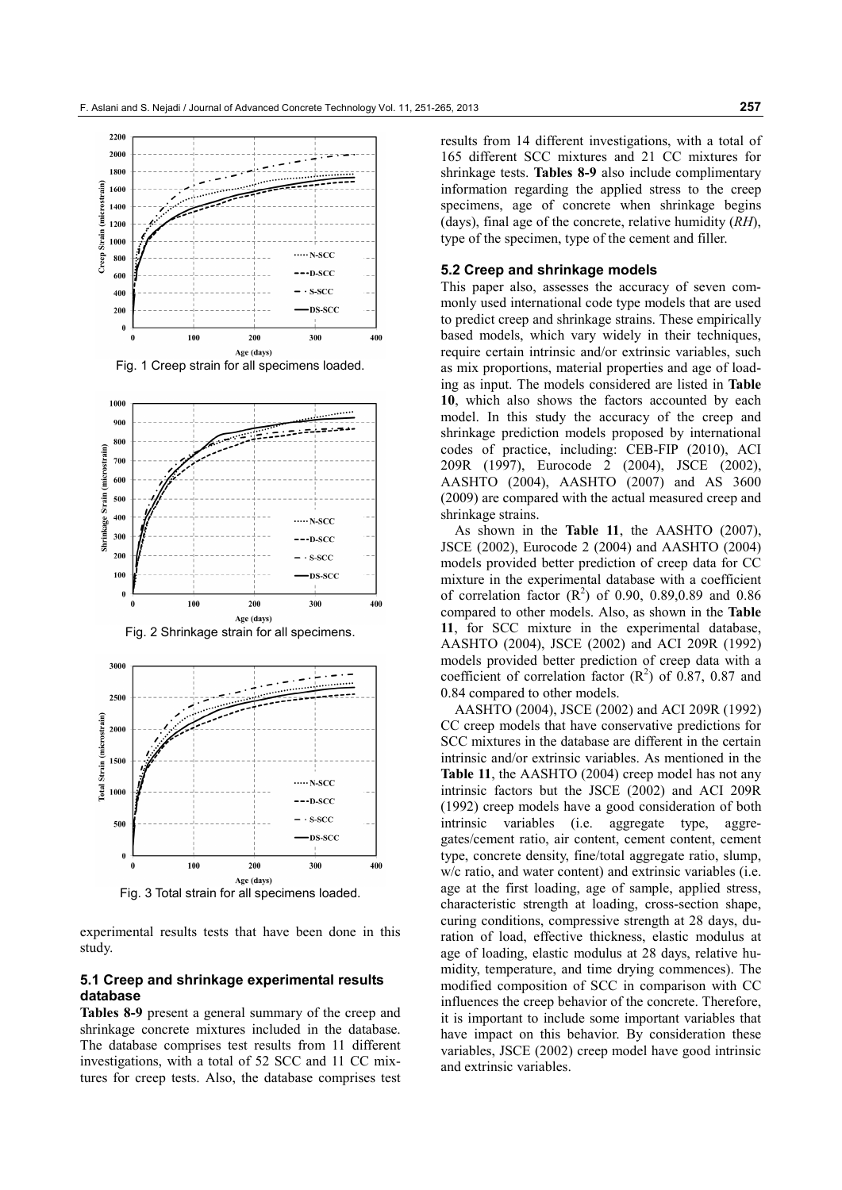Fig. 1 Creep strain for all specimens loaded.

Fig. 2 Shrinkage strain for all specimens.

Fig. 3 Total strain for all specimens loaded.

experimental results tests that have been done in this study.

### 5.1 Creep and shrinkage experimental results database

**Tables 8-9** present a general summary of the creep and shrinkage concrete mixtures included in the database. The database comprises test results from 11 different investigations, with a total of 52 SCC and 11 CC mixtures for creep tests. Also, the database comprises test results from 14 different investigations, with a total of 165 different SCC mixtures and 21 CC mixtures for shrinkage tests. **Tables 8-9** also include complimentary information regarding the applied stress to the creep specimens, age of concrete when shrinkage begins (days), final age of the concrete, relative humidity (*RH*), type of the specimen, type of the cement and filler.

### 5.2 Creep and shrinkage models

This paper also, assesses the accuracy of seven commonly used international code type models that are used to predict creep and shrinkage strains. These empirically based models, which vary widely in their techniques, require certain intrinsic and/or extrinsic variables, such as mix proportions, material properties and age of loading as input. The models considered are listed in **Table 10**, which also shows the factors accounted by each model. In this study the accuracy of the creep and shrinkage prediction models proposed by international codes of practice, including: CEB-FIP (2010), ACI 209R (1997), Eurocode 2 (2004), JSCE (2002), AASHTO (2004), AASHTO (2007) and AS 3600 (2009) are compared with the actual measured creep and shrinkage strains.

As shown in the **Table 11**, the AASHTO (2007), JSCE (2002), Eurocode 2 (2004) and AASHTO (2004) models provided better prediction of creep data for CC mixture in the experimental database with a coefficient of correlation factor ($R^2$) of 0.90, 0.89,0.89 and 0.86 compared to other models. Also, as shown in the **Table 11**, for SCC mixture in the experimental database, AASHTO (2004), JSCE (2002) and ACI 209R (1992) models provided better prediction of creep data with a coefficient of correlation factor ($R^2$) of 0.87, 0.87 and 0.84 compared to other models.

AASHTO (2004), JSCE (2002) and ACI 209R (1992) CC creep models that have conservative predictions for SCC mixtures in the database are different in the certain intrinsic and/or extrinsic variables. As mentioned in the **Table 11**, the AASHTO (2004) creep model has not any intrinsic factors but the JSCE (2002) and ACI 209R (1992) creep models have a good consideration of both intrinsic variables (i.e. aggregate type, aggregates/cement ratio, air content, cement content, cement type, concrete density, fine/total aggregate ratio, slump, w/c ratio, and water content) and extrinsic variables (i.e. age at the first loading, age of sample, applied stress, characteristic strength at loading, cross-section shape, curing conditions, compressive strength at 28 days, duration of load, effective thickness, elastic modulus at age of loading, elastic modulus at 28 days, relative humidity, temperature, and time drying commences). The modified composition of SCC in comparison with CC influences the creep behavior of the concrete. Therefore, it is important to include some important variables that have impact on this behavior. By consideration these variables, JSCE (2002) creep model have good intrinsic and extrinsic variables.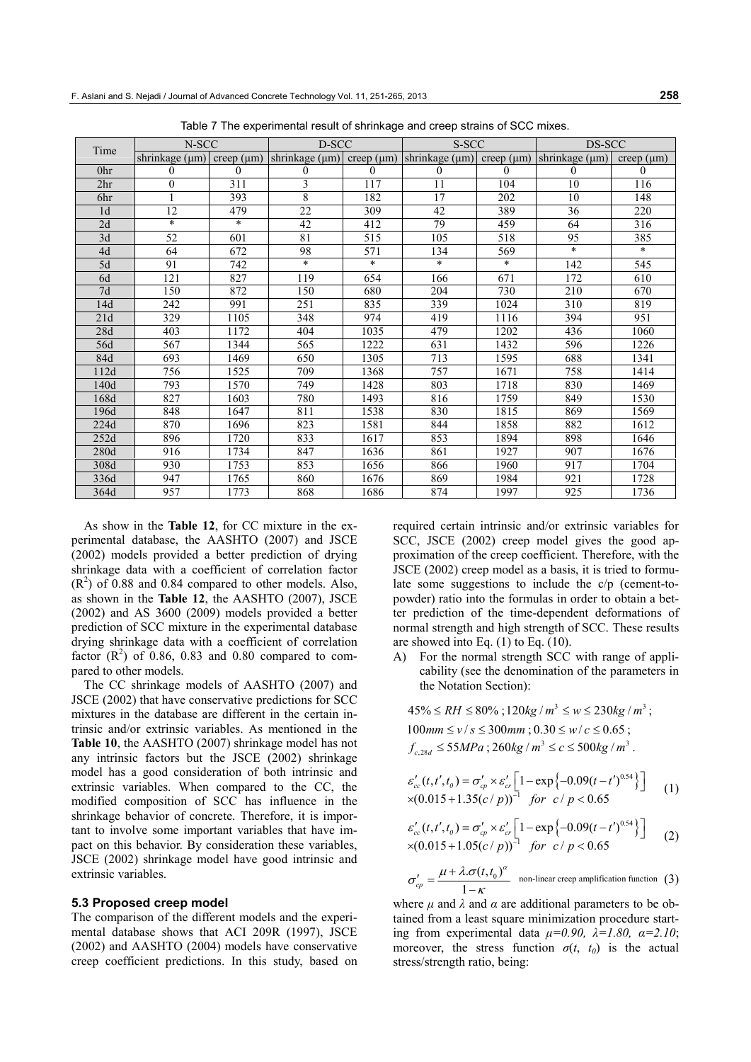Table 7 The experimental result of shrinkage and creep strains of SCC mixes.

| Time | N-SCC | | D-SCC | | S-SCC | | DS-SCC | |
|---|---|---|---|---|---|---|---|---|
| | shrinkage (μm) | creep (μm) | shrinkage (μm) | creep (μm) | shrinkage (μm) | creep (μm) | shrinkage (μm) | creep (μm) |
| 0hr | 0 | 0 | 0 | 0 | 0 | 0 | 0 | 0 |
| 2hr | 0 | 311 | 3 | 117 | 11 | 104 | 10 | 116 |
| 6hr | 1 | 393 | 8 | 182 | 17 | 202 | 10 | 148 |
| 1d | 12 | 479 | 22 | 309 | 42 | 389 | 36 | 220 |
| 2d | * | * | 42 | 412 | 79 | 459 | 64 | 316 |
| 3d | 52 | 601 | 81 | 515 | 105 | 518 | 95 | 385 |
| 4d | 64 | 672 | 98 | 571 | 134 | 569 | * | * |
| 5d | 91 | 742 | * | * | * | * | 142 | 545 |
| 6d | 121 | 827 | 119 | 654 | 166 | 671 | 172 | 610 |
| 7d | 150 | 872 | 150 | 680 | 204 | 730 | 210 | 670 |
| 14d | 242 | 991 | 251 | 835 | 339 | 1024 | 310 | 819 |
| 21d | 329 | 1105 | 348 | 974 | 419 | 1116 | 394 | 951 |
| 28d | 403 | 1172 | 404 | 1035 | 479 | 1202 | 436 | 1060 |
| 56d | 567 | 1344 | 565 | 1222 | 631 | 1432 | 596 | 1226 |
| 84d | 693 | 1469 | 650 | 1305 | 713 | 1595 | 688 | 1341 |
| 112d | 756 | 1525 | 709 | 1368 | 757 | 1671 | 758 | 1414 |
| 140d | 793 | 1570 | 749 | 1428 | 803 | 1718 | 830 | 1469 |
| 168d | 827 | 1603 | 780 | 1493 | 816 | 1759 | 849 | 1530 |
| 196d | 848 | 1647 | 811 | 1538 | 830 | 1815 | 869 | 1569 |
| 224d | 870 | 1696 | 823 | 1581 | 844 | 1858 | 882 | 1612 |
| 252d | 896 | 1720 | 833 | 1617 | 853 | 1894 | 898 | 1646 |
| 280d | 916 | 1734 | 847 | 1636 | 861 | 1927 | 907 | 1676 |
| 308d | 930 | 1753 | 853 | 1656 | 866 | 1960 | 917 | 1704 |
| 336d | 947 | 1765 | 860 | 1676 | 869 | 1984 | 921 | 1728 |
| 364d | 957 | 1773 | 868 | 1686 | 874 | 1997 | 925 | 1736 |

As show in the **Table 12**, for CC mixture in the experimental database, the AASHTO (2007) and JSCE (2002) models provided a better prediction of drying shrinkage data with a coefficient of correlation factor ($R^2$) of 0.88 and 0.84 compared to other models. Also, as shown in the **Table 12**, the AASHTO (2007), JSCE (2002) and AS 3600 (2009) models provided a better prediction of SCC mixture in the experimental database drying shrinkage data with a coefficient of correlation factor ($R^2$) of 0.86, 0.83 and 0.80 compared to compared to other models.

The CC shrinkage models of AASHTO (2007) and JSCE (2002) that have conservative predictions for SCC mixtures in the database are different in the certain intrinsic and/or extrinsic variables. As mentioned in the **Table 10**, the AASHTO (2007) shrinkage model has not any intrinsic factors but the JSCE (2002) shrinkage model has a good consideration of both intrinsic and extrinsic variables. When compared to the CC, the modified composition of SCC has influence in the shrinkage behavior of concrete. Therefore, it is important to involve some important variables that have impact on this behavior. By consideration these variables, JSCE (2002) shrinkage model have good intrinsic and extrinsic variables.

### 5.3 Proposed creep model

The comparison of the different models and the experimental database shows that ACI 209R (1997), JSCE (2002) and AASHTO (2004) models have conservative creep coefficient predictions. In this study, based on required certain intrinsic and/or extrinsic variables for SCC, JSCE (2002) creep model gives the good approximation of the creep coefficient. Therefore, with the JSCE (2002) creep model as a basis, it is tried to formulate some suggestions to include the c/p (cement-to-powder) ratio into the formulas in order to obtain a better prediction of the time-dependent deformations of normal strength and high strength of SCC. These results are showed into Eq. (1) to Eq. (10).

A) For the normal strength SCC with range of applicability (see the denomination of the parameters in the Notation Section):

$45\% \le RH \le 80\%$ ; $120kg/m^3 \le w \le 230kg/m^3$ ;
$100mm \le v/s \le 300mm$ ; $0.30 \le w/c \le 0.65$ ;
$f_{c,28d} \le 55MPa$ ; $260kg/m^3 \le c \le 500kg/m^3$ .

$$\varepsilon'_{cc}(t,t',t_0) = \sigma'_{cp} \times \varepsilon'_{cr}\left[1-\exp\left\{-0.09(t-t')^{0.54}\right\}\right] \times (0.015+1.35(c/p))^{-1} \quad for \;\; c/p < 0.65 \tag{1}$$

$$\varepsilon'_{cc}(t,t',t_0) = \sigma'_{cp} \times \varepsilon'_{cr}\left[1-\exp\left\{-0.09(t-t')^{0.54}\right\}\right] \times (0.015+1.05(c/p))^{-1} \quad for \;\; c/p < 0.65 \tag{2}$$

$$\sigma'_{cp} = \frac{\mu + \lambda.\sigma(t,t_0)^{\alpha}}{1-\kappa} \quad \text{non-linear creep amplification function} \tag{3}$$

where $\mu$ and $\lambda$ and $\alpha$ are additional parameters to be obtained from a least square minimization procedure starting from experimental data $\mu=0.90$, $\lambda=1.80$, $\alpha=2.10$; moreover, the stress function $\sigma(t, t_0)$ is the actual stress/strength ratio, being: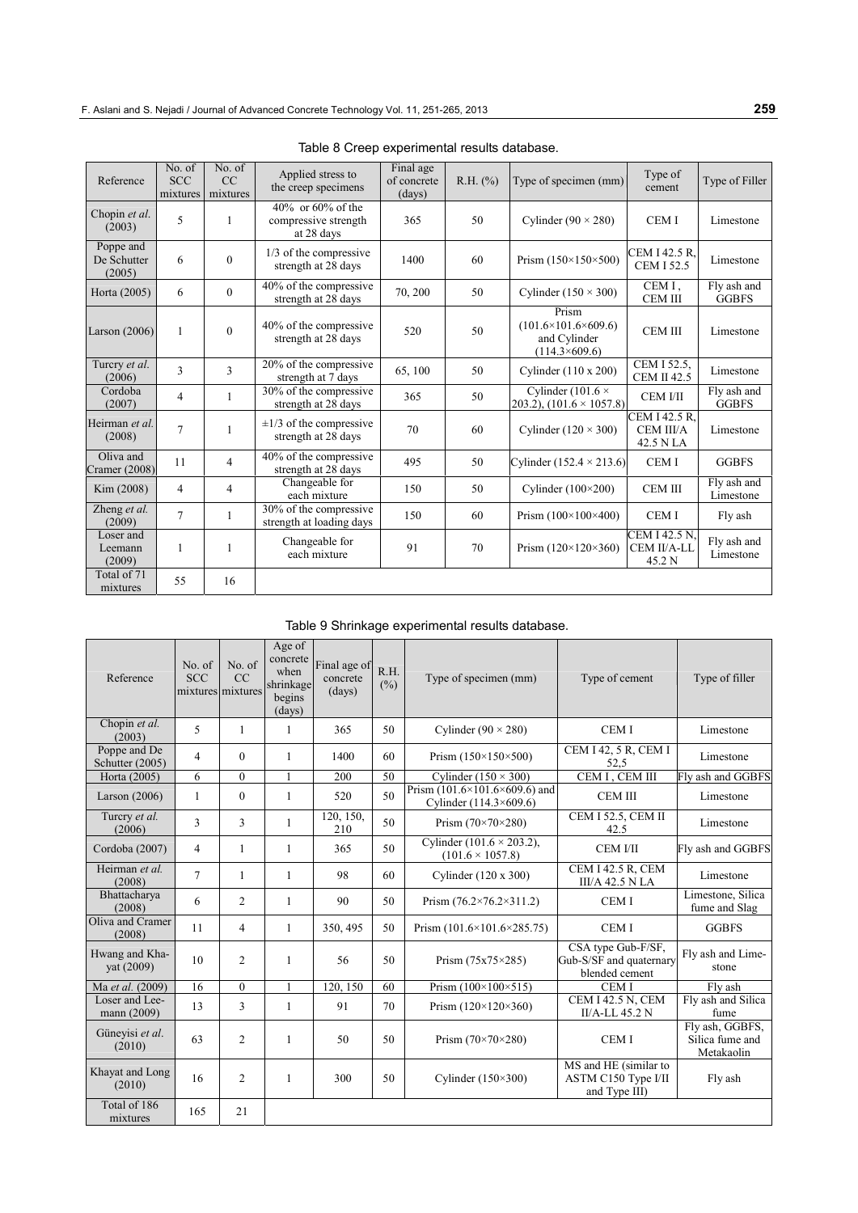Table 8 Creep experimental results database.

| Reference | No. of SCC mixtures | No. of CC mixtures | Applied stress to the creep specimens | Final age of concrete (days) | R.H. (%) | Type of specimen (mm) | Type of cement | Type of Filler |
|---|---|---|---|---|---|---|---|---|
| Chopin *et al.* (2003) | 5 | 1 | 40% or 60% of the compressive strength at 28 days | 365 | 50 | Cylinder (90 × 280) | CEM I | Limestone |
| Poppe and De Schutter (2005) | 6 | 0 | 1/3 of the compressive strength at 28 days | 1400 | 60 | Prism (150×150×500) | CEM I 42.5 R, CEM I 52.5 | Limestone |
| Horta (2005) | 6 | 0 | 40% of the compressive strength at 28 days | 70, 200 | 50 | Cylinder (150 × 300) | CEM I, CEM III | Fly ash and GGBFS |
| Larson (2006) | 1 | 0 | 40% of the compressive strength at 28 days | 520 | 50 | Prism (101.6×101.6×609.6) and Cylinder (114.3×609.6) | CEM III | Limestone |
| Turcry *et al.* (2006) | 3 | 3 | 20% of the compressive strength at 7 days | 65, 100 | 50 | Cylinder (110 x 200) | CEM I 52.5, CEM II 42.5 | Limestone |
| Cordoba (2007) | 4 | 1 | 30% of the compressive strength at 28 days | 365 | 50 | Cylinder (101.6 × 203.2), (101.6 × 1057.8) | CEM I/II | Fly ash and GGBFS |
| Heirman *et al.* (2008) | 7 | 1 | ±1/3 of the compressive strength at 28 days | 70 | 60 | Cylinder (120 × 300) | CEM I 42.5 R, CEM III/A 42.5 N LA | Limestone |
| Oliva and Cramer (2008) | 11 | 4 | 40% of the compressive strength at 28 days | 495 | 50 | Cylinder (152.4 × 213.6) | CEM I | GGBFS |
| Kim (2008) | 4 | 4 | Changeable for each mixture | 150 | 50 | Cylinder (100×200) | CEM III | Fly ash and Limestone |
| Zheng *et al.* (2009) | 7 | 1 | 30% of the compressive strength at loading days | 150 | 60 | Prism (100×100×400) | CEM I | Fly ash |
| Loser and Leemann (2009) | 1 | 1 | Changeable for each mixture | 91 | 70 | Prism (120×120×360) | CEM I 42.5 N, CEM II/A-LL 45.2 N | Fly ash and Limestone |
| Total of 71 mixtures | 55 | 16 | | | | | | |

Table 9 Shrinkage experimental results database.

| Reference | No. of SCC mixtures | No. of CC mixtures | Age of concrete when shrinkage begins (days) | Final age of concrete (days) | R.H. (%) | Type of specimen (mm) | Type of cement | Type of filler |
|---|---|---|---|---|---|---|---|---|
| Chopin *et al.* (2003) | 5 | 1 | 1 | 365 | 50 | Cylinder (90 × 280) | CEM I | Limestone |
| Poppe and De Schutter (2005) | 4 | 0 | 1 | 1400 | 60 | Prism (150×150×500) | CEM I 42, 5 R, CEM I 52,5 | Limestone |
| Horta (2005) | 6 | 0 | 1 | 200 | 50 | Cylinder (150 × 300) | CEM I, CEM III | Fly ash and GGBFS |
| Larson (2006) | 1 | 0 | 1 | 520 | 50 | Prism (101.6×101.6×609.6) and Cylinder (114.3×609.6) | CEM III | Limestone |
| Turcry *et al.* (2006) | 3 | 3 | 1 | 120, 150, 210 | 50 | Prism (70×70×280) | CEM I 52.5, CEM II 42.5 | Limestone |
| Cordoba (2007) | 4 | 1 | 1 | 365 | 50 | Cylinder (101.6 × 203.2), (101.6 × 1057.8) | CEM I/II | Fly ash and GGBFS |
| Heirman *et al.* (2008) | 7 | 1 | 1 | 98 | 60 | Cylinder (120 x 300) | CEM I 42.5 R, CEM III/A 42.5 N LA | Limestone |
| Bhattacharya (2008) | 6 | 2 | 1 | 90 | 50 | Prism (76.2×76.2×311.2) | CEM I | Limestone, Silica fume and Slag |
| Oliva and Cramer (2008) | 11 | 4 | 1 | 350, 495 | 50 | Prism (101.6×101.6×285.75) | CEM I | GGBFS |
| Hwang and Khayat (2009) | 10 | 2 | 1 | 56 | 50 | Prism (75x75×285) | CSA type Gub-F/SF, Gub-S/SF and quaternary blended cement | Fly ash and Limestone |
| Ma *et al.* (2009) | 16 | 0 | 1 | 120, 150 | 60 | Prism (100×100×515) | CEM I | Fly ash |
| Loser and Leemann (2009) | 13 | 3 | 1 | 91 | 70 | Prism (120×120×360) | CEM I 42.5 N, CEM II/A-LL 45.2 N | Fly ash and Silica fume |
| Güneyisi *et al.* (2010) | 63 | 2 | 1 | 50 | 50 | Prism (70×70×280) | CEM I | Fly ash, GGBFS, Silica fume and Metakaolin |
| Khayat and Long (2010) | 16 | 2 | 1 | 300 | 50 | Cylinder (150×300) | MS and HE (similar to ASTM C150 Type I/II and Type III) | Fly ash |
| Total of 186 mixtures | 165 | 21 | | | | | | |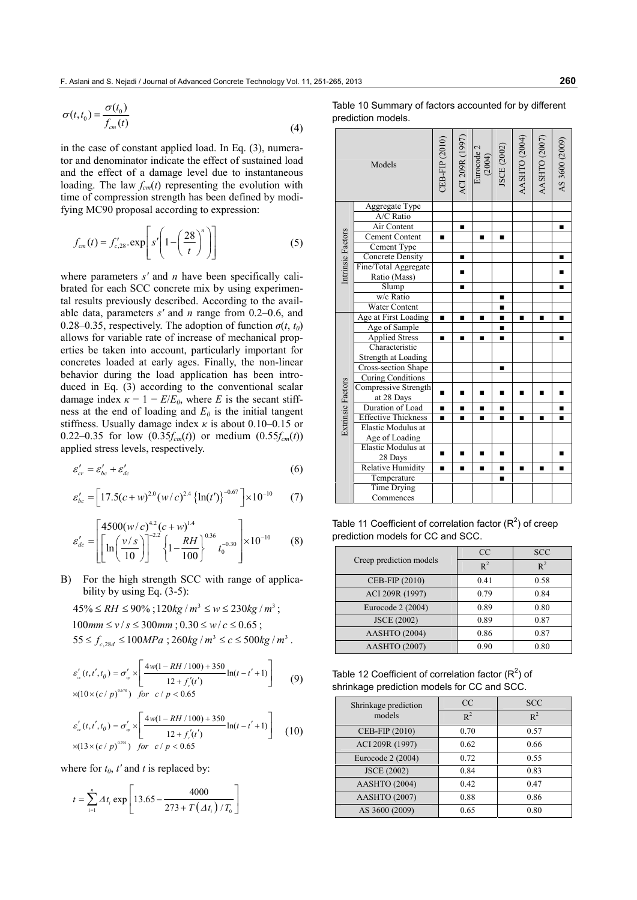$$\sigma(t, t_0) = \frac{\sigma(t_0)}{f_{cm}(t)} \tag{4}$$

in the case of constant applied load. In Eq. (3), numerator and denominator indicate the effect of sustained load and the effect of a damage level due to instantaneous loading. The law $f_{cm}(t)$ representing the evolution with time of compression strength has been defined by modifying MC90 proposal according to expression:

$$f_{cm}(t) = f'_{c,28}.\exp\left[s'\left(1-\left(\frac{28}{t}\right)^n\right)\right] \tag{5}$$

where parameters $s'$ and $n$ have been specifically calibrated for each SCC concrete mix by using experimental results previously described. According to the available data, parameters $s'$ and $n$ range from 0.2–0.6, and 0.28–0.35, respectively. The adoption of function $\sigma(t, t_0)$ allows for variable rate of increase of mechanical properties be taken into account, particularly important for concretes loaded at early ages. Finally, the non-linear behavior during the load application has been introduced in Eq. (3) according to the conventional scalar damage index $\kappa = 1 - E/E_0$, where $E$ is the secant stiffness at the end of loading and $E_0$ is the initial tangent stiffness. Usually damage index $\kappa$ is about 0.10–0.15 or 0.22–0.35 for low $(0.35f_{cm}(t))$ or medium $(0.55f_{cm}(t))$ applied stress levels, respectively.

$$\varepsilon'_{cr} = \varepsilon'_{bc} + \varepsilon'_{dc} \tag{6}$$

$$\varepsilon'_{bc} = \left[17.5(c+w)^{2.0}(w/c)^{2.4}\left\{\ln(t')\right\}^{-0.67}\right]\times 10^{-10} \tag{7}$$

$$\varepsilon'_{dc} = \left[\begin{matrix} 4500(w/c)^{4.2}(c+w)^{1.4} \\ \left[\ln\left(\frac{v/s}{10}\right)\right]^{-2.2}\left\{1-\frac{RH}{100}\right\}^{0.36} t_0^{-0.30} \end{matrix}\right]\times 10^{-10} \tag{8}$$

B) For the high strength SCC with range of applicability by using Eq. (3-5):

$45\% \le RH \le 90\%$ ; $120kg/m^3 \le w \le 230kg/m^3$ ;
$100mm \le v/s \le 300mm$ ; $0.30 \le w/c \le 0.65$ ;
$55 \le f_{c,28d} \le 100MPa$ ; $260kg/m^3 \le c \le 500kg/m^3$ .

$$\varepsilon'_{cc}(t,t',t_0) = \sigma'_{cp} \times \left[\frac{4w(1-RH/100)+350}{12+f'_c(t')}\ln(t-t'+1)\right] \times (10 \times (c/p)^{0.678}) \quad for \quad c/p < 0.65 \tag{9}$$

$$\varepsilon'_{cc}(t,t',t_0) = \sigma'_{cp} \times \left[\frac{4w(1-RH/100)+350}{12+f'_c(t')}\ln(t-t'+1)\right] \times (13 \times (c/p)^{0.701}) \quad for \quad c/p < 0.65 \tag{10}$$

where for $t_0$, $t'$ and $t$ is replaced by:

$$t = \sum_{i=1}^{n} \Delta t_i \exp\left[13.65 - \frac{4000}{273 + T(\Delta t_i)/T_0}\right]$$

Table 10 Summary of factors accounted for by different prediction models.

| | Models | CEB-FIP (2010) | ACI 209R (1997) | Eurocode 2 (2004) | JSCE (2002) | AASHTO (2004) | AASHTO (2007) | AS 3600 (2009) |
|---|---|---|---|---|---|---|---|---|
| Intrinsic Factors | Aggregate Type | | | | | | | |
| | A/C Ratio | | | | | | | |
| | Air Content | | ■ | | | | | ■ |
| | Cement Content | ■ | | ■ | ■ | | | |
| | Cement Type | | | | | | | |
| | Concrete Density | | ■ | | | | | ■ |
| | Fine/Total Aggregate Ratio (Mass) | | ■ | | | | | ■ |
| | Slump | | ■ | | | | | ■ |
| | w/c Ratio | | | | ■ | | | |
| | Water Content | | | | ■ | | | |
| Extrinsic Factors | Age at First Loading | ■ | ■ | ■ | ■ | ■ | ■ | ■ |
| | Age of Sample | | | | ■ | | | |
| | Applied Stress | ■ | ■ | ■ | ■ | | | ■ |
| | Characteristic Strength at Loading | | | | | | | |
| | Cross-section Shape | | | | ■ | | | |
| | Curing Conditions | | | | | | | |
| | Compressive Strength at 28 Days | ■ | ■ | ■ | ■ | ■ | ■ | ■ |
| | Duration of Load | ■ | ■ | ■ | ■ | | | ■ |
| | Effective Thickness | ■ | ■ | ■ | ■ | ■ | ■ | ■ |
| | Elastic Modulus at Age of Loading | | | | | | | |
| | Elastic Modulus at 28 Days | ■ | ■ | ■ | ■ | | | ■ |
| | Relative Humidity | ■ | ■ | ■ | ■ | ■ | ■ | ■ |
| | Temperature | | | | ■ | | | |
| | Time Drying Commences | | | | | | | |

Table 11 Coefficient of correlation factor ($R^2$) of creep prediction models for CC and SCC.

| Creep prediction models | CC | SCC |
|---|---|---|
| | $R^2$ | $R^2$ |
| CEB-FIP (2010) | 0.41 | 0.58 |
| ACI 209R (1997) | 0.79 | 0.84 |
| Eurocode 2 (2004) | 0.89 | 0.80 |
| JSCE (2002) | 0.89 | 0.87 |
| AASHTO (2004) | 0.86 | 0.87 |
| AASHTO (2007) | 0.90 | 0.80 |

Table 12 Coefficient of correlation factor ($R^2$) of shrinkage prediction models for CC and SCC.

| Shrinkage prediction models | CC | SCC |
|---|---|---|
| | $R^2$ | $R^2$ |
| CEB-FIP (2010) | 0.70 | 0.57 |
| ACI 209R (1997) | 0.62 | 0.66 |
| Eurocode 2 (2004) | 0.72 | 0.55 |
| JSCE (2002) | 0.84 | 0.83 |
| AASHTO (2004) | 0.42 | 0.47 |
| AASHTO (2007) | 0.88 | 0.86 |
| AS 3600 (2009) | 0.65 | 0.80 |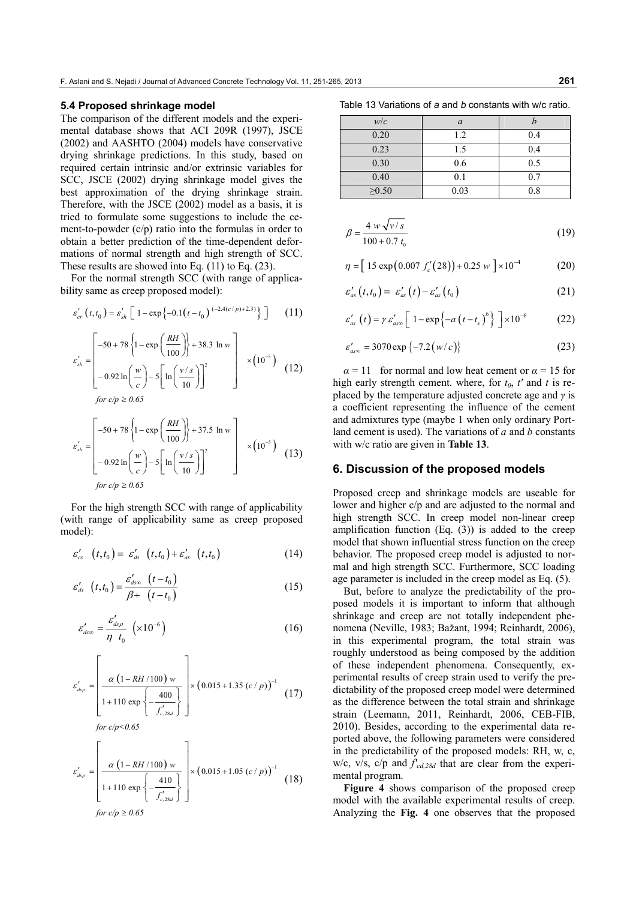### 5.4 Proposed shrinkage model

The comparison of the different models and the experimental database shows that ACI 209R (1997), JSCE (2002) and AASHTO (2004) models have conservative drying shrinkage predictions. In this study, based on required certain intrinsic and/or extrinsic variables for SCC, JSCE (2002) drying shrinkage model gives the best approximation of the drying shrinkage strain. Therefore, with the JSCE (2002) model as a basis, it is tried to formulate some suggestions to include the cement-to-powder (c/p) ratio into the formulas in order to obtain a better prediction of the time-dependent deformations of normal strength and high strength of SCC. These results are showed into Eq. (11) to Eq. (23).

For the normal strength SCC (with range of applicability same as creep proposed model):

$$\varepsilon'_{cr}\left(t,t_0\right)=\varepsilon'_{sh}\left[\,1-\exp\left\{-0.1\left(t-t_0\right)^{\left(-2.4\left(c/p\right)+2.3\right)}\right\}\,\right] \tag{11}$$

$$\varepsilon'_{sh}=\left[\begin{array}{l}-50+78\left\{1-\exp\left(\dfrac{RH}{100}\right)\right\}+38.3\,\ln w\\ -0.92\ln\left(\dfrac{w}{c}\right)-5\left[\ln\left(\dfrac{v/s}{10}\right)\right]^2\end{array}\right]\times\left(10^{-5}\right) \tag{12}$$

*for c/p ≥ 0.65*

$$\varepsilon'_{sh}=\left[\begin{array}{l}-50+78\left\{1-\exp\left(\dfrac{RH}{100}\right)\right\}+37.5\,\ln w\\ -0.92\ln\left(\dfrac{w}{c}\right)-5\left[\ln\left(\dfrac{v/s}{10}\right)\right]^2\end{array}\right]\times\left(10^{-5}\right) \tag{13}$$

*for c/p ≥ 0.65*

For the high strength SCC with range of applicability (with range of applicability same as creep proposed model):

$$\varepsilon'_{cs}\left(t,t_0\right)=\varepsilon'_{ds}\left(t,t_0\right)+\varepsilon'_{as}\left(t,t_0\right) \tag{14}$$

$$\varepsilon'_{ds}\left(t,t_0\right)=\frac{\varepsilon'_{ds\infty}\left(t-t_0\right)}{\beta+\left(t-t_0\right)} \tag{15}$$

$$\varepsilon'_{ds\infty}=\frac{\varepsilon'_{ds\rho}}{\eta\;t_0}\left(\times10^{-6}\right) \tag{16}$$

$$\varepsilon'_{ds\rho}=\left[\frac{\alpha\left(1-RH/100\right)w}{1+110\,\exp\left\{-\dfrac{400}{f'_{c,28d}}\right\}}\right]\times\left(0.015+1.35\left(c/p\right)\right)^{-1} \tag{17}$$

*for c/p<0.65*

$$\varepsilon'_{ds\rho}=\left[\frac{\alpha\left(1-RH/100\right)w}{1+110\,\exp\left\{-\dfrac{410}{f'_{c,28d}}\right\}}\right]\times\left(0.015+1.05\left(c/p\right)\right)^{-1} \tag{18}$$

*for c/p ≥ 0.65*

Table 13 Variations of *a* and *b* constants with w/c ratio.

| *w/c* | *a* | *b* |
|---|---|---|
| 0.20 | 1.2 | 0.4 |
| 0.23 | 1.5 | 0.4 |
| 0.30 | 0.6 | 0.5 |
| 0.40 | 0.1 | 0.7 |
| ≥0.50 | 0.03 | 0.8 |

$$\beta=\frac{4\,w\sqrt{v/s}}{100+0.7\,t_0} \tag{19}$$

$$\eta=\left[\,15\,\exp\left(0.007\,f'_c\left(28\right)\right)+0.25\,w\,\right]\times10^{-4} \tag{20}$$

$$\varepsilon'_{as}\left(t,t_0\right)=\varepsilon'_{as}\left(t\right)-\varepsilon'_{as}\left(t_0\right) \tag{21}$$

$$\varepsilon'_{as}\left(t\right)=\gamma\,\varepsilon'_{as\infty}\left[\,1-\exp\left\{-a\left(t-t_s\right)^b\right\}\,\right]\times10^{-6} \tag{22}$$

$$\varepsilon'_{as\infty}=3070\exp\left\{-7.2\left(w/c\right)\right\} \tag{23}$$

$\alpha = 11$ for normal and low heat cement or $\alpha = 15$ for high early strength cement. where, for $t_0$, $t'$ and $t$ is replaced by the temperature adjusted concrete age and $\gamma$ is a coefficient representing the influence of the cement and admixtures type (maybe 1 when only ordinary Portland cement is used). The variations of *a* and *b* constants with w/c ratio are given in **Table 13**.

## 6. Discussion of the proposed models

Proposed creep and shrinkage models are useable for lower and higher c/p and are adjusted to the normal and high strength SCC. In creep model non-linear creep amplification function (Eq. (3)) is added to the creep model that shown influential stress function on the creep behavior. The proposed creep model is adjusted to normal and high strength SCC. Furthermore, SCC loading age parameter is included in the creep model as Eq. (5).

But, before to analyze the predictability of the proposed models it is important to inform that although shrinkage and creep are not totally independent phenomena (Neville, 1983; Bažant, 1994; Reinhardt, 2006), in this experimental program, the total strain was roughly understood as being composed by the addition of these independent phenomena. Consequently, experimental results of creep strain used to verify the predictability of the proposed creep model were determined as the difference between the total strain and shrinkage strain (Leemann, 2011, Reinhardt, 2006, CEB-FIB, 2010). Besides, according to the experimental data reported above, the following parameters were considered in the predictability of the proposed models: RH, w, c, w/c, v/s, c/p and $f'_{cd,28d}$ that are clear from the experimental program.

**Figure 4** shows comparison of the proposed creep model with the available experimental results of creep. Analyzing the **Fig. 4** one observes that the proposed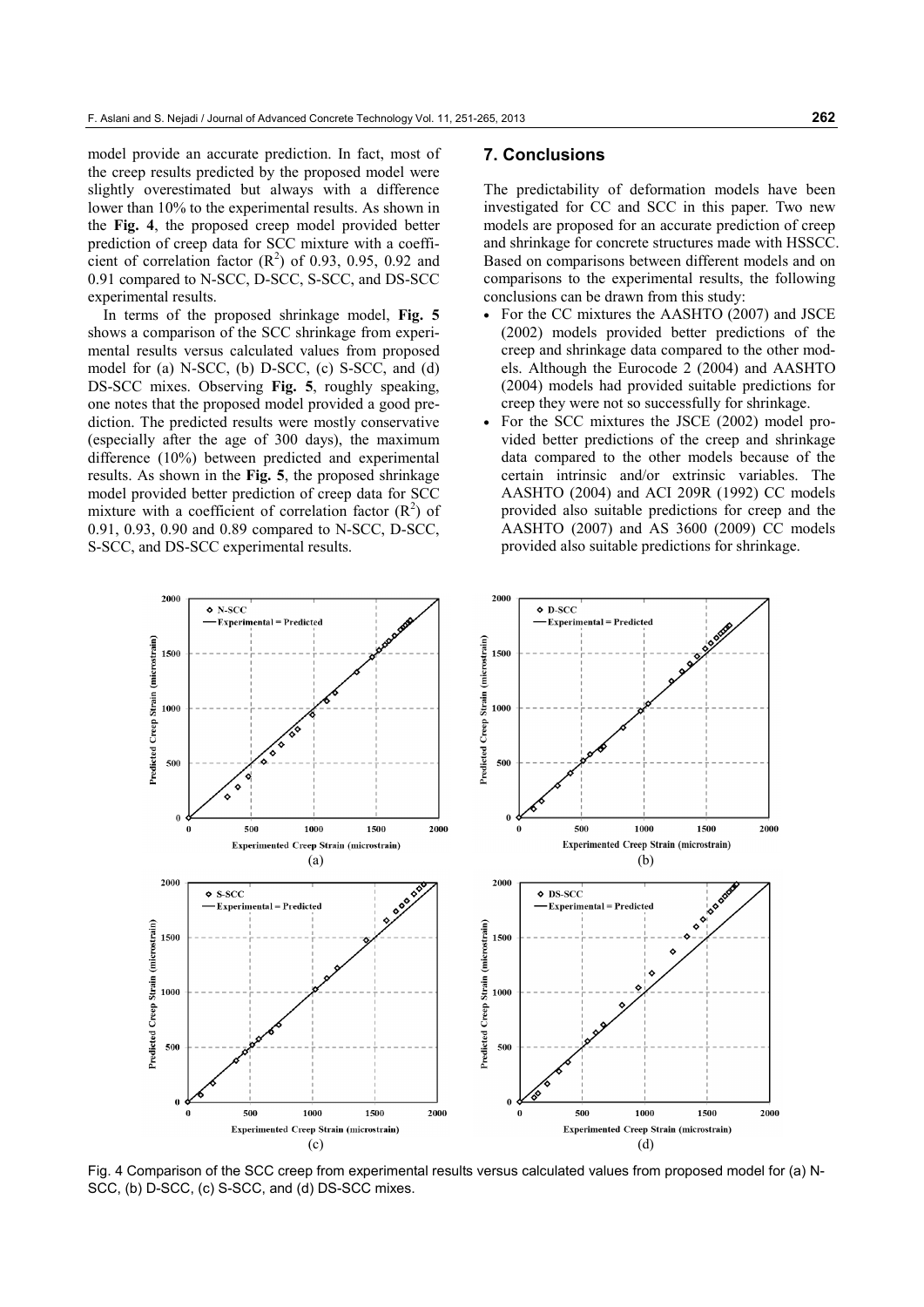model provide an accurate prediction. In fact, most of the creep results predicted by the proposed model were slightly overestimated but always with a difference lower than 10% to the experimental results. As shown in the **Fig. 4**, the proposed creep model provided better prediction of creep data for SCC mixture with a coefficient of correlation factor ($R^2$) of 0.93, 0.95, 0.92 and 0.91 compared to N-SCC, D-SCC, S-SCC, and DS-SCC experimental results.

In terms of the proposed shrinkage model, **Fig. 5** shows a comparison of the SCC shrinkage from experimental results versus calculated values from proposed model for (a) N-SCC, (b) D-SCC, (c) S-SCC, and (d) DS-SCC mixes. Observing **Fig. 5**, roughly speaking, one notes that the proposed model provided a good prediction. The predicted results were mostly conservative (especially after the age of 300 days), the maximum difference (10%) between predicted and experimental results. As shown in the **Fig. 5**, the proposed shrinkage model provided better prediction of creep data for SCC mixture with a coefficient of correlation factor ($R^2$) of 0.91, 0.93, 0.90 and 0.89 compared to N-SCC, D-SCC, S-SCC, and DS-SCC experimental results.

## 7. Conclusions

The predictability of deformation models have been investigated for CC and SCC in this paper. Two new models are proposed for an accurate prediction of creep and shrinkage for concrete structures made with HSSCC. Based on comparisons between different models and on comparisons to the experimental results, the following conclusions can be drawn from this study:

- For the CC mixtures the AASHTO (2007) and JSCE (2002) models provided better predictions of the creep and shrinkage data compared to the other models. Although the Eurocode 2 (2004) and AASHTO (2004) models had provided suitable predictions for creep they were not so successfully for shrinkage.
- For the SCC mixtures the JSCE (2002) model provided better predictions of the creep and shrinkage data compared to the other models because of the certain intrinsic and/or extrinsic variables. The AASHTO (2004) and ACI 209R (1992) CC models provided also suitable predictions for creep and the AASHTO (2007) and AS 3600 (2009) CC models provided also suitable predictions for shrinkage.

Fig. 4 Comparison of the SCC creep from experimental results versus calculated values from proposed model for (a) N-SCC, (b) D-SCC, (c) S-SCC, and (d) DS-SCC mixes.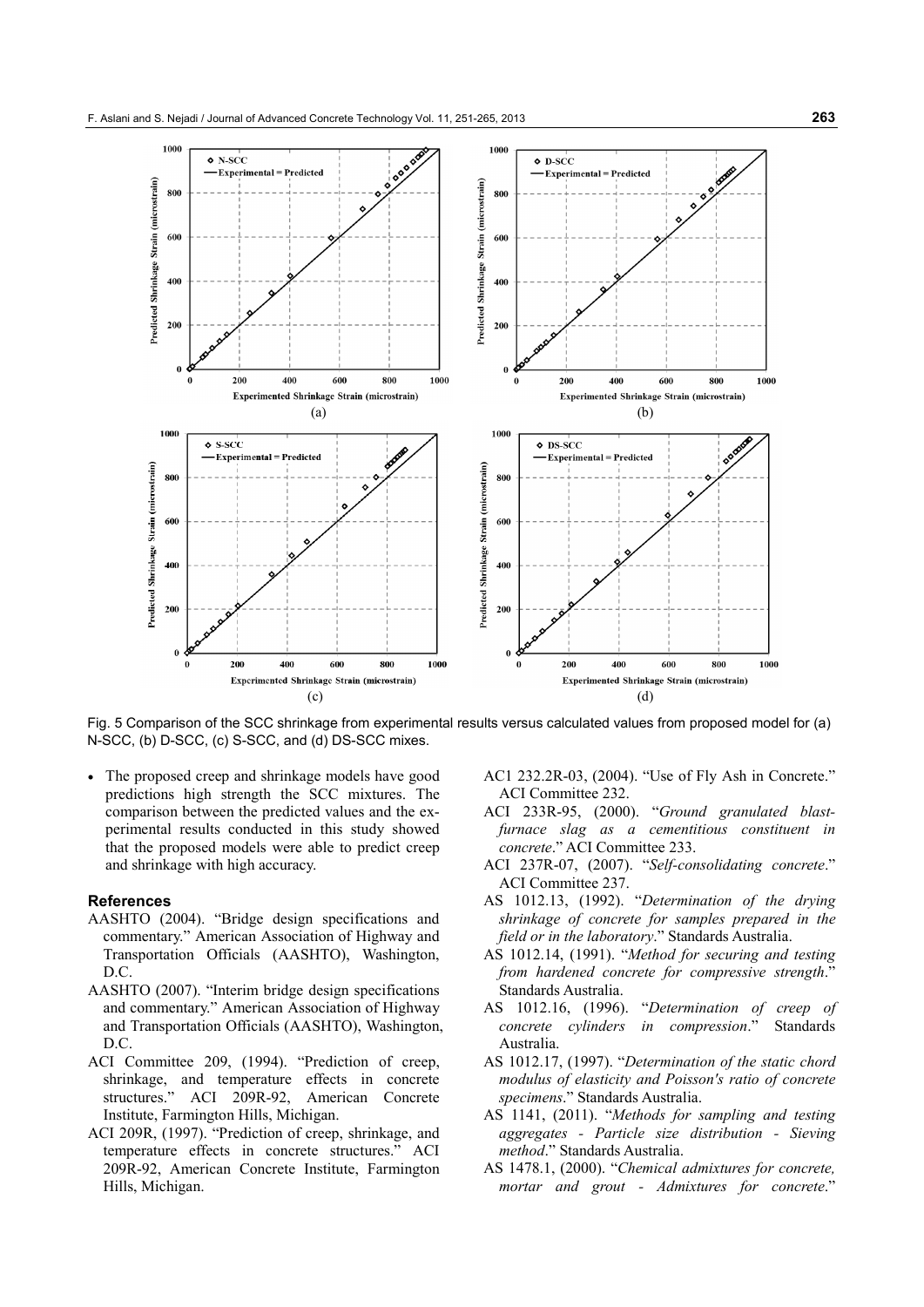Fig. 5 Comparison of the SCC shrinkage from experimental results versus calculated values from proposed model for (a) N-SCC, (b) D-SCC, (c) S-SCC, and (d) DS-SCC mixes.

- The proposed creep and shrinkage models have good predictions high strength the SCC mixtures. The comparison between the predicted values and the experimental results conducted in this study showed that the proposed models were able to predict creep and shrinkage with high accuracy.

## References

AASHTO (2004). "Bridge design specifications and commentary." American Association of Highway and Transportation Officials (AASHTO), Washington, D.C.

AASHTO (2007). "Interim bridge design specifications and commentary." American Association of Highway and Transportation Officials (AASHTO), Washington, D.C.

ACI Committee 209, (1994). "Prediction of creep, shrinkage, and temperature effects in concrete structures." ACI 209R-92, American Concrete Institute, Farmington Hills, Michigan.

ACI 209R, (1997). "Prediction of creep, shrinkage, and temperature effects in concrete structures." ACI 209R-92, American Concrete Institute, Farmington Hills, Michigan.

AC1 232.2R-03, (2004). "Use of Fly Ash in Concrete." ACI Committee 232.

ACI 233R-95, (2000). "*Ground granulated blast-furnace slag as a cementitious constituent in concrete*." ACI Committee 233.

ACI 237R-07, (2007). "*Self-consolidating concrete*." ACI Committee 237.

AS 1012.13, (1992). "*Determination of the drying shrinkage of concrete for samples prepared in the field or in the laboratory*." Standards Australia.

AS 1012.14, (1991). "*Method for securing and testing from hardened concrete for compressive strength*." Standards Australia.

AS 1012.16, (1996). "*Determination of creep of concrete cylinders in compression*." Standards Australia.

AS 1012.17, (1997). "*Determination of the static chord modulus of elasticity and Poisson's ratio of concrete specimens*." Standards Australia.

AS 1141, (2011). "*Methods for sampling and testing aggregates - Particle size distribution - Sieving method*." Standards Australia.

AS 1478.1, (2000). "*Chemical admixtures for concrete, mortar and grout - Admixtures for concrete*."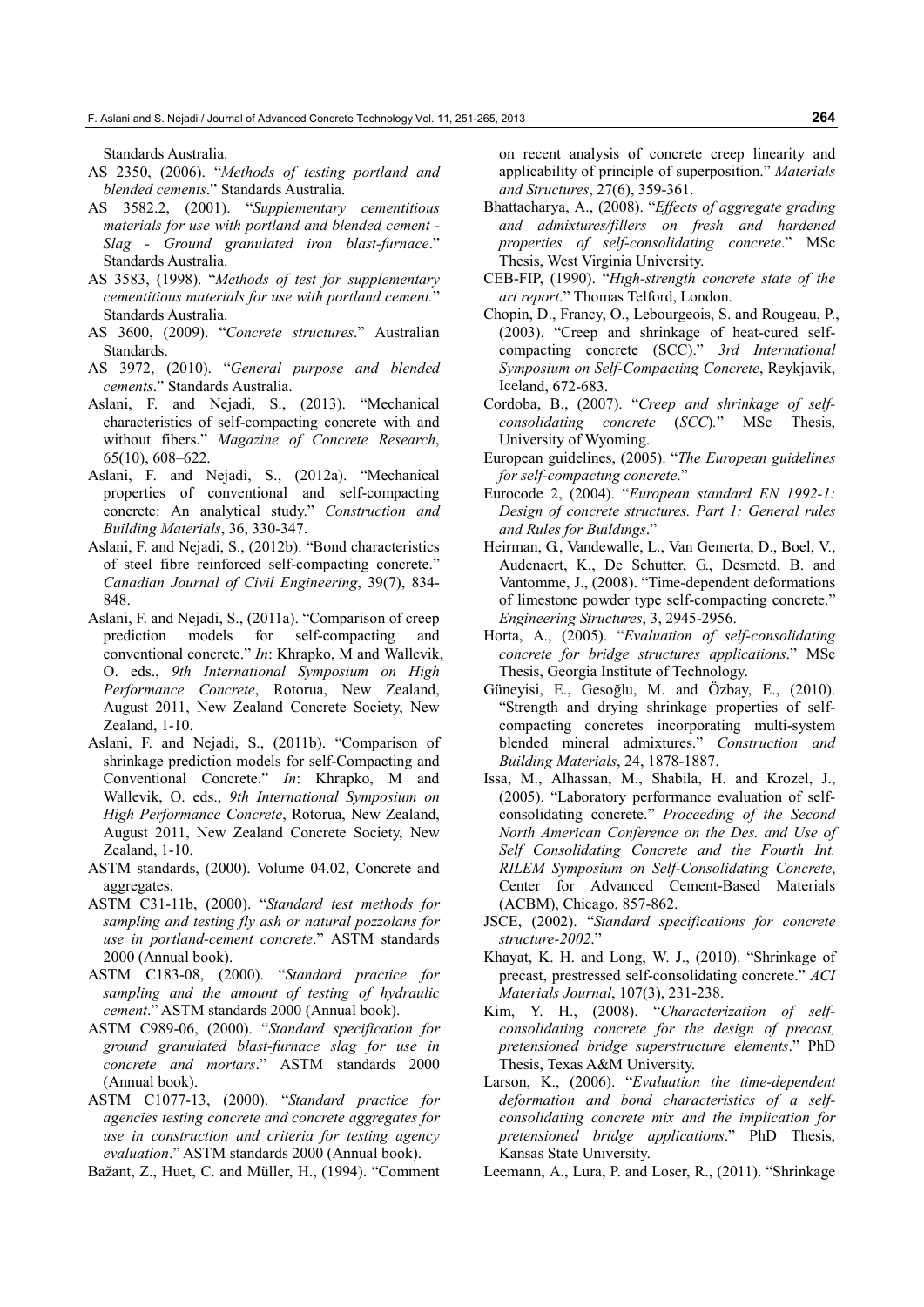Standards Australia.

AS 2350, (2006). "*Methods of testing portland and blended cements*." Standards Australia.

AS 3582.2, (2001). "*Supplementary cementitious materials for use with portland and blended cement - Slag - Ground granulated iron blast-furnace*." Standards Australia.

AS 3583, (1998). "*Methods of test for supplementary cementitious materials for use with portland cement.*" Standards Australia.

AS 3600, (2009). "*Concrete structures*." Australian Standards.

AS 3972, (2010). "*General purpose and blended cements*." Standards Australia.

Aslani, F. and Nejadi, S., (2013). "Mechanical characteristics of self-compacting concrete with and without fibers." *Magazine of Concrete Research*, 65(10), 608–622.

Aslani, F. and Nejadi, S., (2012a). "Mechanical properties of conventional and self-compacting concrete: An analytical study." *Construction and Building Materials*, 36, 330-347.

Aslani, F. and Nejadi, S., (2012b). "Bond characteristics of steel fibre reinforced self-compacting concrete." *Canadian Journal of Civil Engineering*, 39(7), 834-848.

Aslani, F. and Nejadi, S., (2011a). "Comparison of creep prediction models for self-compacting and conventional concrete." *In*: Khrapko, M and Wallevik, O. eds., *9th International Symposium on High Performance Concrete*, Rotorua, New Zealand, August 2011, New Zealand Concrete Society, New Zealand, 1-10.

Aslani, F. and Nejadi, S., (2011b). "Comparison of shrinkage prediction models for self-Compacting and Conventional Concrete." *In*: Khrapko, M and Wallevik, O. eds., *9th International Symposium on High Performance Concrete*, Rotorua, New Zealand, August 2011, New Zealand Concrete Society, New Zealand, 1-10.

ASTM standards, (2000). Volume 04.02, Concrete and aggregates.

ASTM C31-11b, (2000). "*Standard test methods for sampling and testing fly ash or natural pozzolans for use in portland-cement concrete*." ASTM standards 2000 (Annual book).

ASTM C183-08, (2000). "*Standard practice for sampling and the amount of testing of hydraulic cement*." ASTM standards 2000 (Annual book).

ASTM C989-06, (2000). "*Standard specification for ground granulated blast-furnace slag for use in concrete and mortars*." ASTM standards 2000 (Annual book).

ASTM C1077-13, (2000). "*Standard practice for agencies testing concrete and concrete aggregates for use in construction and criteria for testing agency evaluation*." ASTM standards 2000 (Annual book).

Bažant, Z., Huet, C. and Müller, H., (1994). "Comment on recent analysis of concrete creep linearity and applicability of principle of superposition." *Materials and Structures*, 27(6), 359-361.

Bhattacharya, A., (2008). "*Effects of aggregate grading and admixtures/fillers on fresh and hardened properties of self-consolidating concrete*." MSc Thesis, West Virginia University.

CEB-FIP, (1990). "*High-strength concrete state of the art report*." Thomas Telford, London.

Chopin, D., Francy, O., Lebourgeois, S. and Rougeau, P., (2003). "Creep and shrinkage of heat-cured self-compacting concrete (SCC)." *3rd International Symposium on Self-Compacting Concrete*, Reykjavik, Iceland, 672-683.

Cordoba, B., (2007). "*Creep and shrinkage of self-consolidating concrete* (*SCC*)." MSc Thesis, University of Wyoming.

European guidelines, (2005). "*The European guidelines for self-compacting concrete*."

Eurocode 2, (2004). "*European standard EN 1992-1: Design of concrete structures. Part 1: General rules and Rules for Buildings*."

Heirman, G., Vandewalle, L., Van Gemerta, D., Boel, V., Audenaert, K., De Schutter, G., Desmetd, B. and Vantomme, J., (2008). "Time-dependent deformations of limestone powder type self-compacting concrete." *Engineering Structures*, 3, 2945-2956.

Horta, A., (2005). "*Evaluation of self-consolidating concrete for bridge structures applications*." MSc Thesis, Georgia Institute of Technology.

Güneyisi, E., Gesoğlu, M. and Özbay, E., (2010). "Strength and drying shrinkage properties of self-compacting concretes incorporating multi-system blended mineral admixtures." *Construction and Building Materials*, 24, 1878-1887.

Issa, M., Alhassan, M., Shabila, H. and Krozel, J., (2005). "Laboratory performance evaluation of self-consolidating concrete." *Proceeding of the Second North American Conference on the Des. and Use of Self Consolidating Concrete and the Fourth Int. RILEM Symposium on Self-Consolidating Concrete*, Center for Advanced Cement-Based Materials (ACBM), Chicago, 857-862.

JSCE, (2002). "*Standard specifications for concrete structure-2002*."

Khayat, K. H. and Long, W. J., (2010). "Shrinkage of precast, prestressed self-consolidating concrete." *ACI Materials Journal*, 107(3), 231-238.

Kim, Y. H., (2008). "*Characterization of self-consolidating concrete for the design of precast, pretensioned bridge superstructure elements*." PhD Thesis, Texas A&M University.

Larson, K., (2006). "*Evaluation the time-dependent deformation and bond characteristics of a self-consolidating concrete mix and the implication for pretensioned bridge applications*." PhD Thesis, Kansas State University.

Leemann, A., Lura, P. and Loser, R., (2011). "Shrinkage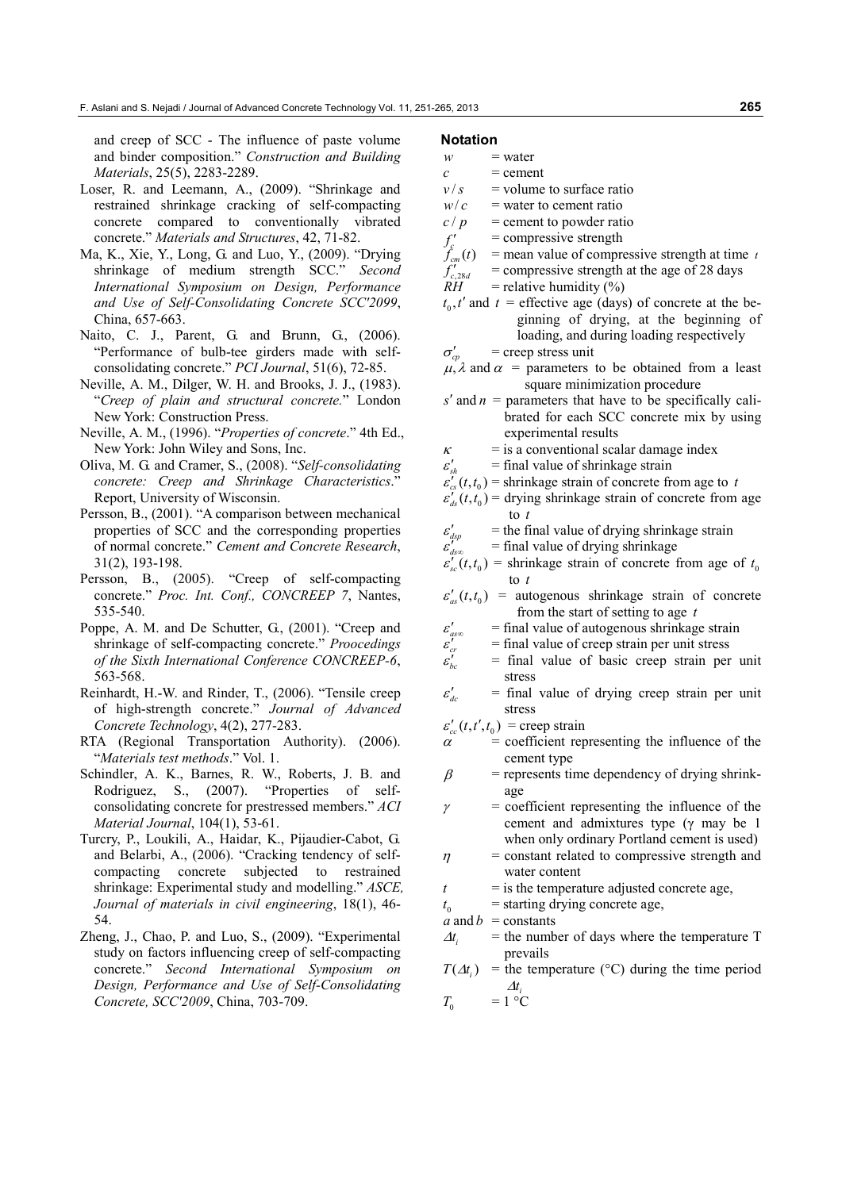and creep of SCC - The influence of paste volume and binder composition." *Construction and Building Materials*, 25(5), 2283-2289.

Loser, R. and Leemann, A., (2009). "Shrinkage and restrained shrinkage cracking of self-compacting concrete compared to conventionally vibrated concrete." *Materials and Structures*, 42, 71-82.

Ma, K., Xie, Y., Long, G. and Luo, Y., (2009). "Drying shrinkage of medium strength SCC." *Second International Symposium on Design, Performance and Use of Self-Consolidating Concrete SCC'2099*, China, 657-663.

Naito, C. J., Parent, G. and Brunn, G., (2006). "Performance of bulb-tee girders made with self-consolidating concrete." *PCI Journal*, 51(6), 72-85.

Neville, A. M., Dilger, W. H. and Brooks, J. J., (1983). "*Creep of plain and structural concrete.*" London New York: Construction Press.

Neville, A. M., (1996). "*Properties of concrete*." 4th Ed., New York: John Wiley and Sons, Inc.

Oliva, M. G. and Cramer, S., (2008). "*Self-consolidating concrete: Creep and Shrinkage Characteristics*." Report, University of Wisconsin.

Persson, B., (2001). "A comparison between mechanical properties of SCC and the corresponding properties of normal concrete." *Cement and Concrete Research*, 31(2), 193-198.

Persson, B., (2005). "Creep of self-compacting concrete." *Proc. Int. Conf., CONCREEP 7*, Nantes, 535-540.

Poppe, A. M. and De Schutter, G., (2001). "Creep and shrinkage of self-compacting concrete." *Proocedings of the Sixth International Conference CONCREEP-6*, 563-568.

Reinhardt, H.-W. and Rinder, T., (2006). "Tensile creep of high-strength concrete." *Journal of Advanced Concrete Technology*, 4(2), 277-283.

RTA (Regional Transportation Authority). (2006). "*Materials test methods*." Vol. 1.

Schindler, A. K., Barnes, R. W., Roberts, J. B. and Rodriguez, S., (2007). "Properties of self-consolidating concrete for prestressed members." *ACI Material Journal*, 104(1), 53-61.

Turcry, P., Loukili, A., Haidar, K., Pijaudier-Cabot, G. and Belarbi, A., (2006). "Cracking tendency of self-compacting concrete subjected to restrained shrinkage: Experimental study and modelling." *ASCE, Journal of materials in civil engineering*, 18(1), 46-54.

Zheng, J., Chao, P. and Luo, S., (2009). "Experimental study on factors influencing creep of self-compacting concrete." *Second International Symposium on Design, Performance and Use of Self-Consolidating Concrete, SCC'2009*, China, 703-709.

## Notation

$w$ = water

$c$ = cement

$v/s$ = volume to surface ratio

$w/c$ = water to cement ratio

$c/p$ = cement to powder ratio

$f'_c$ = compressive strength

$f'_{cm}(t)$ = mean value of compressive strength at time $t$

$f'_{c,28d}$ = compressive strength at the age of 28 days

$RH$ = relative humidity (%)

$t_0, t'$ and $t$ = effective age (days) of concrete at the beginning of drying, at the beginning of loading, and during loading respectively

$\sigma'_{cp}$ = creep stress unit

$\mu, \lambda$ and $\alpha$ = parameters to be obtained from a least square minimization procedure

$s'$ and $n$ = parameters that have to be specifically calibrated for each SCC concrete mix by using experimental results

$\kappa$ = is a conventional scalar damage index

$\varepsilon'_{sh}$ = final value of shrinkage strain

$\varepsilon'_{cs}(t,t_0)$ = shrinkage strain of concrete from age to $t$

$\varepsilon'_{ds}(t,t_0)$ = drying shrinkage strain of concrete from age to $t$

$\varepsilon'_{dsp}$ = the final value of drying shrinkage strain

$\varepsilon'_{ds\infty}$ = final value of drying shrinkage

$\varepsilon'_{sc}(t,t_0)$ = shrinkage strain of concrete from age of $t_0$ to $t$

$\varepsilon'_{as}(t,t_0)$ = autogenous shrinkage strain of concrete from the start of setting to age $t$

$\varepsilon'_{as\infty}$ = final value of autogenous shrinkage strain

$\varepsilon'_{cr}$ = final value of creep strain per unit stress

$\varepsilon'_{bc}$ = final value of basic creep strain per unit stress

$\varepsilon'_{dc}$ = final value of drying creep strain per unit stress

$\varepsilon'_{cc}(t,t',t_0)$ = creep strain

$\alpha$ = coefficient representing the influence of the cement type

$\beta$ = represents time dependency of drying shrinkage

$\gamma$ = coefficient representing the influence of the cement and admixtures type ($\gamma$ may be 1 when only ordinary Portland cement is used)

$\eta$ = constant related to compressive strength and water content

$t$ = is the temperature adjusted concrete age,

$t_0$ = starting drying concrete age,

$a$ and $b$ = constants

$\Delta t_i$ = the number of days where the temperature T prevails

$T(\Delta t_i)$ = the temperature (°C) during the time period $\Delta t_i$

$T_0$ = 1 °C